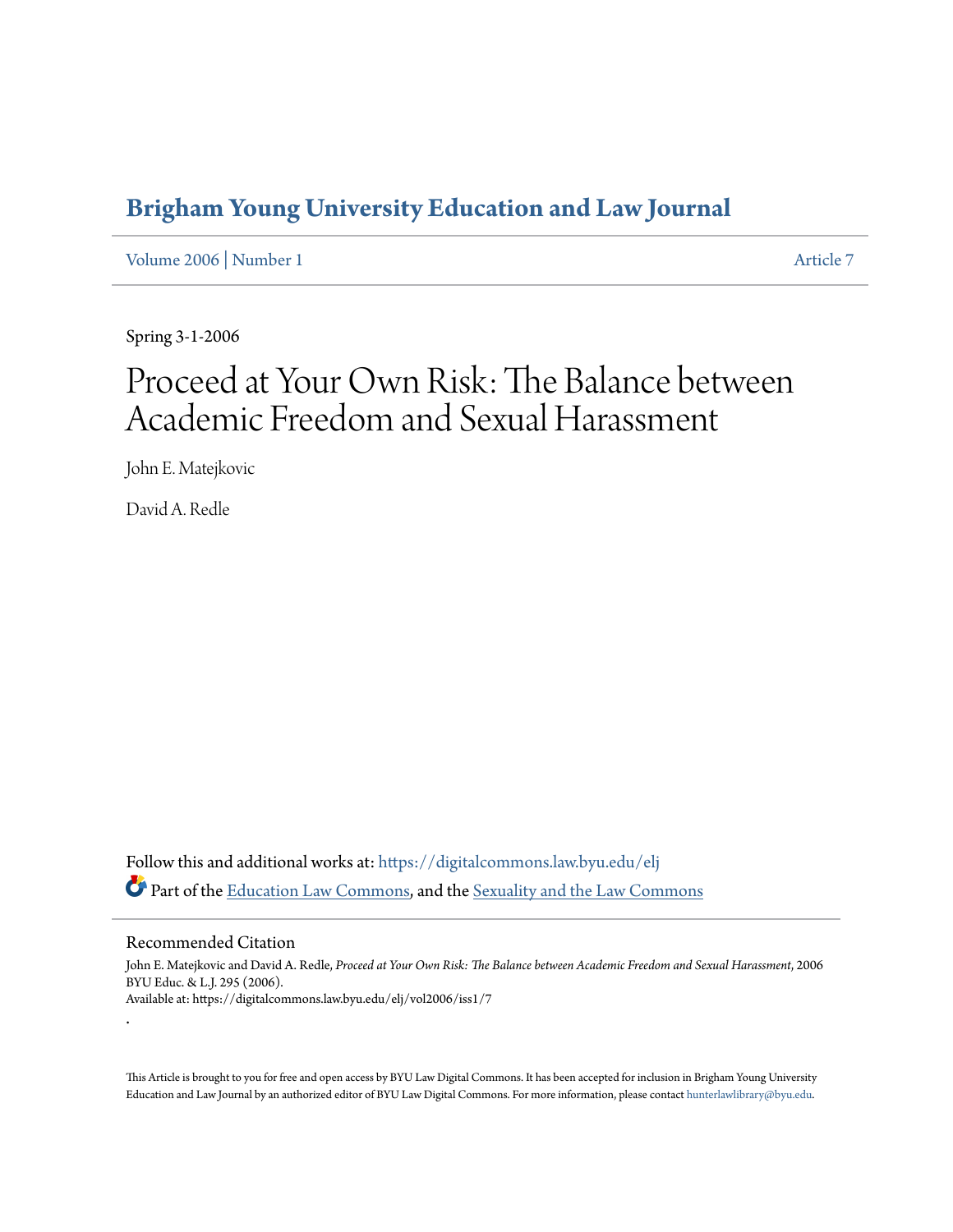# Brigham Young University Education and Law Journal

Volume 2006 | Number 1 Article 7

Spring 3-1-2006

# Proceed at Your Own Risk: The Balance between Academic Freedom and Sexual Harassment

John E. Matejkovic

David A. Redle

Follow this and additional works at: https://digitalcommons.law.byu.edu/elj

Part of the Education Law Commons, and the Sexuality and the Law Commons

## Recommended Citation

John E. Matejkovic and David A. Redle, *Proceed at Your Own Risk: The Balance between Academic Freedom and Sexual Harassment*, 2006 BYU Educ. & L.J. 295 (2006).
Available at: https://digitalcommons.law.byu.edu/elj/vol2006/iss1/7

.

This Article is brought to you for free and open access by BYU Law Digital Commons. It has been accepted for inclusion in Brigham Young University Education and Law Journal by an authorized editor of BYU Law Digital Commons. For more information, please contact hunterlawlibrary@byu.edu.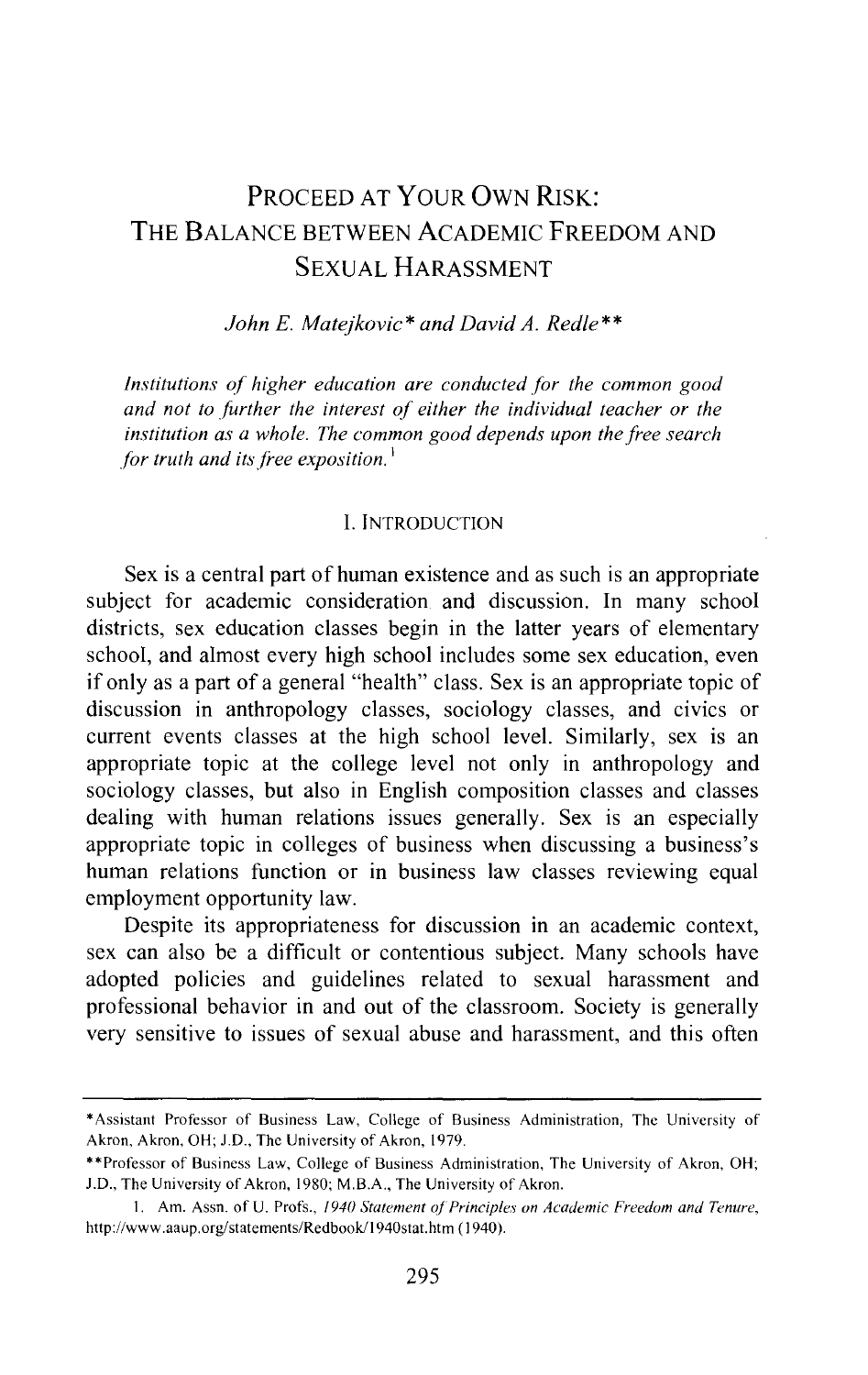# PROCEED AT YOUR OWN RISK: THE BALANCE BETWEEN ACADEMIC FREEDOM AND SEXUAL HARASSMENT

*John E. Matejkovic\* and David A. Redle\*\**

*Institutions of higher education are conducted for the common good and not to further the interest of either the individual teacher or the institution as a whole. The common good depends upon the free search for truth and its free exposition.*[1]

## I. INTRODUCTION

Sex is a central part of human existence and as such is an appropriate subject for academic consideration and discussion. In many school districts, sex education classes begin in the latter years of elementary school, and almost every high school includes some sex education, even if only as a part of a general "health" class. Sex is an appropriate topic of discussion in anthropology classes, sociology classes, and civics or current events classes at the high school level. Similarly, sex is an appropriate topic at the college level not only in anthropology and sociology classes, but also in English composition classes and classes dealing with human relations issues generally. Sex is an especially appropriate topic in colleges of business when discussing a business's human relations function or in business law classes reviewing equal employment opportunity law.

Despite its appropriateness for discussion in an academic context, sex can also be a difficult or contentious subject. Many schools have adopted policies and guidelines related to sexual harassment and professional behavior in and out of the classroom. Society is generally very sensitive to issues of sexual abuse and harassment, and this often

---

\*Assistant Professor of Business Law, College of Business Administration, The University of Akron, Akron, OH; J.D., The University of Akron, 1979.

\*\*Professor of Business Law, College of Business Administration, The University of Akron, OH; J.D., The University of Akron, 1980; M.B.A., The University of Akron.

1. Am. Assn. of U. Profs., *1940 Statement of Principles on Academic Freedom and Tenure*, http://www.aaup.org/statements/Redbook/1940stat.htm (1940).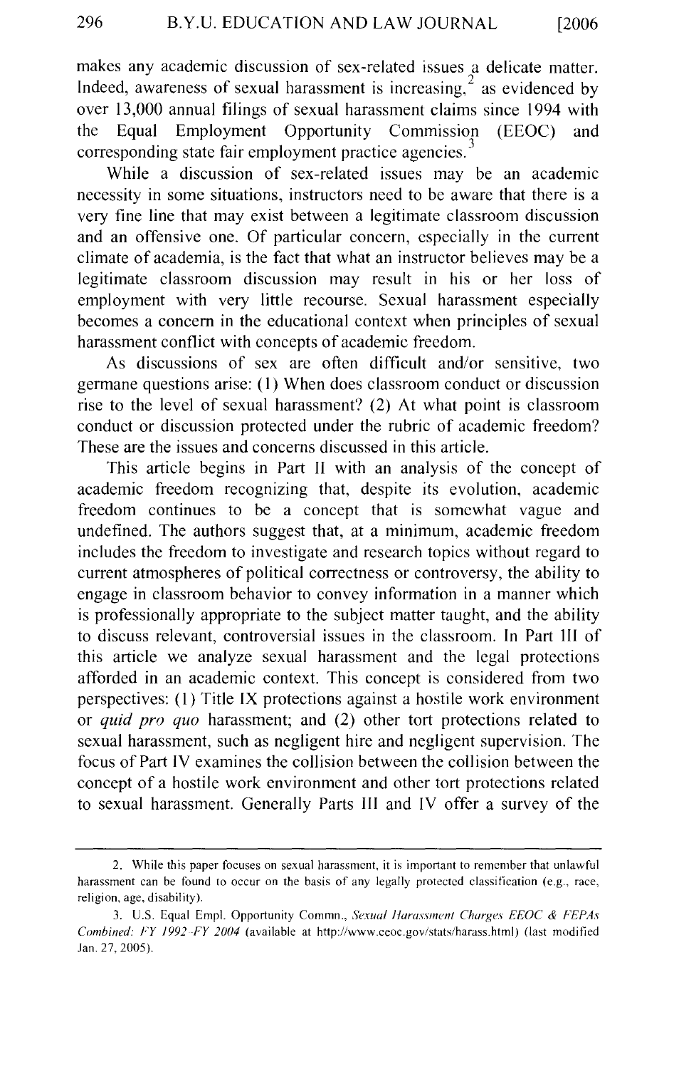makes any academic discussion of sex-related issues a delicate matter. Indeed, awareness of sexual harassment is increasing,[2] as evidenced by over 13,000 annual filings of sexual harassment claims since 1994 with the Equal Employment Opportunity Commission (EEOC) and corresponding state fair employment practice agencies.[3]

While a discussion of sex-related issues may be an academic necessity in some situations, instructors need to be aware that there is a very fine line that may exist between a legitimate classroom discussion and an offensive one. Of particular concern, especially in the current climate of academia, is the fact that what an instructor believes may be a legitimate classroom discussion may result in his or her loss of employment with very little recourse. Sexual harassment especially becomes a concern in the educational context when principles of sexual harassment conflict with concepts of academic freedom.

As discussions of sex are often difficult and/or sensitive, two germane questions arise: (1) When does classroom conduct or discussion rise to the level of sexual harassment? (2) At what point is classroom conduct or discussion protected under the rubric of academic freedom? These are the issues and concerns discussed in this article.

This article begins in Part II with an analysis of the concept of academic freedom recognizing that, despite its evolution, academic freedom continues to be a concept that is somewhat vague and undefined. The authors suggest that, at a minimum, academic freedom includes the freedom to investigate and research topics without regard to current atmospheres of political correctness or controversy, the ability to engage in classroom behavior to convey information in a manner which is professionally appropriate to the subject matter taught, and the ability to discuss relevant, controversial issues in the classroom. In Part III of this article we analyze sexual harassment and the legal protections afforded in an academic context. This concept is considered from two perspectives: (1) Title IX protections against a hostile work environment or *quid pro quo* harassment; and (2) other tort protections related to sexual harassment, such as negligent hire and negligent supervision. The focus of Part IV examines the collision between the collision between the concept of a hostile work environment and other tort protections related to sexual harassment. Generally Parts III and IV offer a survey of the

---

2. While this paper focuses on sexual harassment, it is important to remember that unlawful harassment can be found to occur on the basis of any legally protected classification (e.g., race, religion, age, disability).

3. U.S. Equal Empl. Opportunity Commn., *Sexual Harassment Charges EEOC & FEPAs Combined: FY 1992–FY 2004* (available at http://www.eeoc.gov/stats/harass.html) (last modified Jan. 27, 2005).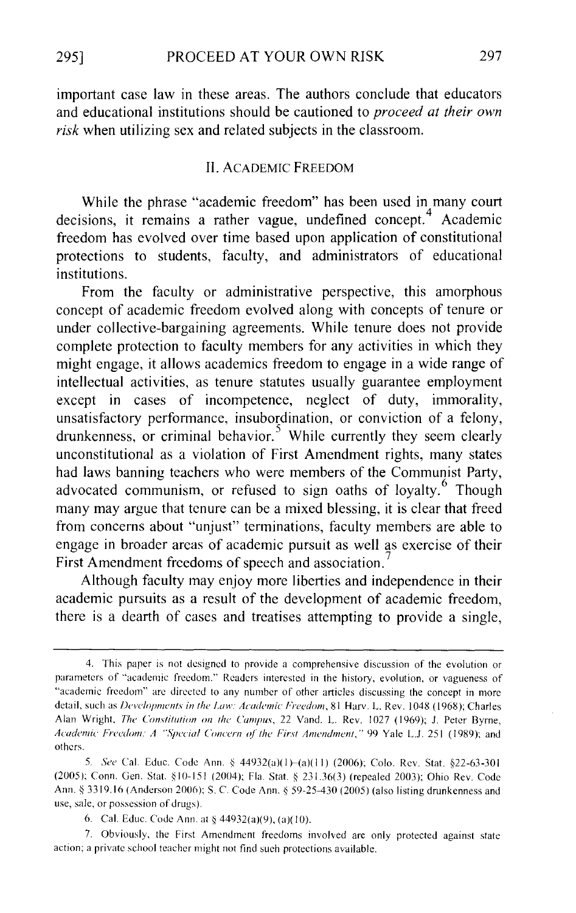important case law in these areas. The authors conclude that educators and educational institutions should be cautioned to *proceed at their own risk* when utilizing sex and related subjects in the classroom.

## II. ACADEMIC FREEDOM

While the phrase "academic freedom" has been used in many court decisions, it remains a rather vague, undefined concept.[4] Academic freedom has evolved over time based upon application of constitutional protections to students, faculty, and administrators of educational institutions.

From the faculty or administrative perspective, this amorphous concept of academic freedom evolved along with concepts of tenure or under collective-bargaining agreements. While tenure does not provide complete protection to faculty members for any activities in which they might engage, it allows academics freedom to engage in a wide range of intellectual activities, as tenure statutes usually guarantee employment except in cases of incompetence, neglect of duty, immorality, unsatisfactory performance, insubordination, or conviction of a felony, drunkenness, or criminal behavior.[5] While currently they seem clearly unconstitutional as a violation of First Amendment rights, many states had laws banning teachers who were members of the Communist Party, advocated communism, or refused to sign oaths of loyalty.[6] Though many may argue that tenure can be a mixed blessing, it is clear that freed from concerns about "unjust" terminations, faculty members are able to engage in broader areas of academic pursuit as well as exercise of their First Amendment freedoms of speech and association.[7]

Although faculty may enjoy more liberties and independence in their academic pursuits as a result of the development of academic freedom, there is a dearth of cases and treatises attempting to provide a single,

---

4. This paper is not designed to provide a comprehensive discussion of the evolution or parameters of "academic freedom." Readers interested in the history, evolution, or vagueness of "academic freedom" are directed to any number of other articles discussing the concept in more detail, such as *Developments in the Law: Academic Freedom*, 81 Harv. L. Rev. 1048 (1968); Charles Alan Wright, *The Constitution on the Campus*, 22 Vand. L. Rev. 1027 (1969); J. Peter Byrne, *Academic Freedom: A "Special Concern of the First Amendment*,*"* 99 Yale L.J. 251 (1989); and others.

5. *See* Cal. Educ. Code Ann. § 44932(a)(1)–(a)(11) (2006); Colo. Rev. Stat. §22-63-301 (2005); Conn. Gen. Stat. §10-151 (2004); Fla. Stat. § 231.36(3) (repealed 2003); Ohio Rev. Code Ann. § 3319.16 (Anderson 2006); S. C. Code Ann. § 59-25-430 (2005) (also listing drunkenness and use, sale, or possession of drugs).

6. Cal. Educ. Code Ann. at § 44932(a)(9), (a)(10).

7. Obviously, the First Amendment freedoms involved are only protected against state action; a private school teacher might not find such protections available.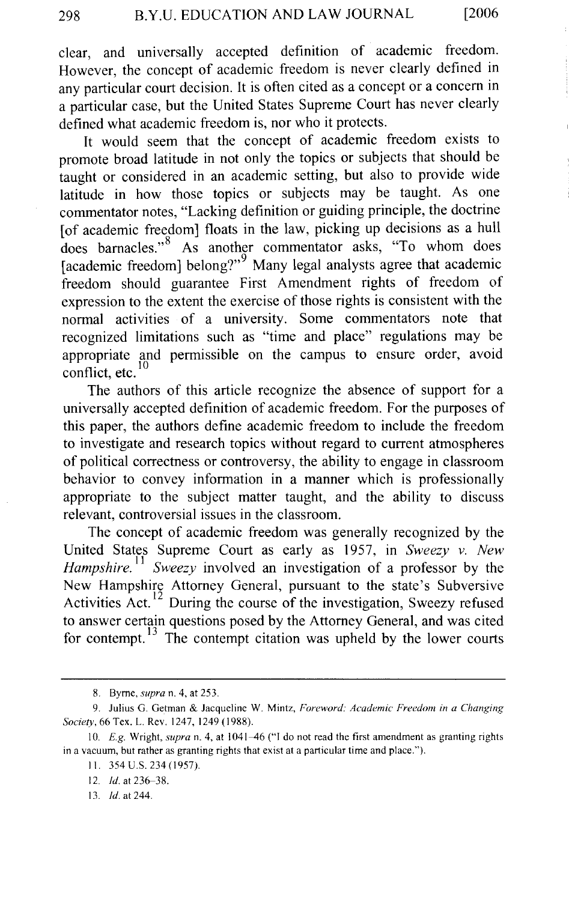clear, and universally accepted definition of academic freedom. However, the concept of academic freedom is never clearly defined in any particular court decision. It is often cited as a concept or a concern in a particular case, but the United States Supreme Court has never clearly defined what academic freedom is, nor who it protects.

It would seem that the concept of academic freedom exists to promote broad latitude in not only the topics or subjects that should be taught or considered in an academic setting, but also to provide wide latitude in how those topics or subjects may be taught. As one commentator notes, "Lacking definition or guiding principle, the doctrine [of academic freedom] floats in the law, picking up decisions as a hull does barnacles."[8] As another commentator asks, "To whom does [academic freedom] belong?"[9] Many legal analysts agree that academic freedom should guarantee First Amendment rights of freedom of expression to the extent the exercise of those rights is consistent with the normal activities of a university. Some commentators note that recognized limitations such as "time and place" regulations may be appropriate and permissible on the campus to ensure order, avoid conflict, etc.[10]

The authors of this article recognize the absence of support for a universally accepted definition of academic freedom. For the purposes of this paper, the authors define academic freedom to include the freedom to investigate and research topics without regard to current atmospheres of political correctness or controversy, the ability to engage in classroom behavior to convey information in a manner which is professionally appropriate to the subject matter taught, and the ability to discuss relevant, controversial issues in the classroom.

The concept of academic freedom was generally recognized by the United States Supreme Court as early as 1957, in *Sweezy v. New Hampshire.*[11] *Sweezy* involved an investigation of a professor by the New Hampshire Attorney General, pursuant to the state's Subversive Activities Act.[12] During the course of the investigation, Sweezy refused to answer certain questions posed by the Attorney General, and was cited for contempt.[13] The contempt citation was upheld by the lower courts

---

8. Byrne, *supra* n. 4, at 253.

9. Julius G. Getman & Jacqueline W. Mintz, *Foreword: Academic Freedom in a Changing Society*, 66 Tex. L. Rev. 1247, 1249 (1988).

10. *E.g.* Wright, *supra* n. 4, at 1041–46 ("I do not read the first amendment as granting rights in a vacuum, but rather as granting rights that exist at a particular time and place.").

11. 354 U.S. 234 (1957).

12. *Id.* at 236–38.

13. *Id.* at 244.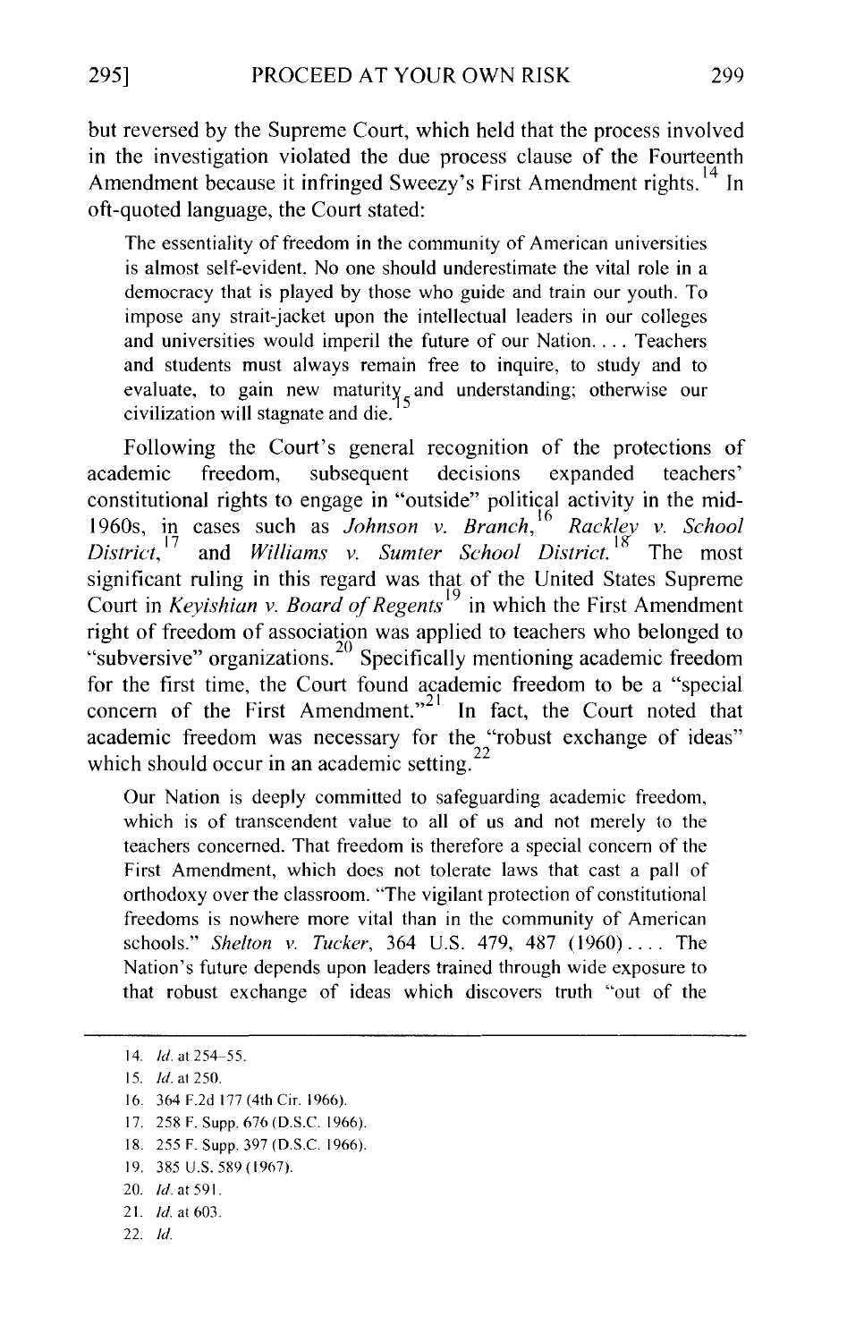but reversed by the Supreme Court, which held that the process involved in the investigation violated the due process clause of the Fourteenth Amendment because it infringed Sweezy's First Amendment rights.[14] In oft-quoted language, the Court stated:

> The essentiality of freedom in the community of American universities is almost self-evident. No one should underestimate the vital role in a democracy that is played by those who guide and train our youth. To impose any strait-jacket upon the intellectual leaders in our colleges and universities would imperil the future of our Nation. . . . Teachers and students must always remain free to inquire, to study and to evaluate, to gain new maturity and understanding; otherwise our civilization will stagnate and die.[15]

Following the Court's general recognition of the protections of academic freedom, subsequent decisions expanded teachers' constitutional rights to engage in "outside" political activity in the mid-1960s, in cases such as *Johnson v. Branch*,[16] *Rackley v. School District*,[17] and *Williams v. Sumter School District*.[18] The most significant ruling in this regard was that of the United States Supreme Court in *Keyishian v. Board of Regents*[19] in which the First Amendment right of freedom of association was applied to teachers who belonged to "subversive" organizations.[20] Specifically mentioning academic freedom for the first time, the Court found academic freedom to be a "special concern of the First Amendment."[21] In fact, the Court noted that academic freedom was necessary for the "robust exchange of ideas" which should occur in an academic setting.[22]

> Our Nation is deeply committed to safeguarding academic freedom, which is of transcendent value to all of us and not merely to the teachers concerned. That freedom is therefore a special concern of the First Amendment, which does not tolerate laws that cast a pall of orthodoxy over the classroom. "The vigilant protection of constitutional freedoms is nowhere more vital than in the community of American schools." *Shelton v. Tucker*, 364 U.S. 479, 487 (1960) . . . . The Nation's future depends upon leaders trained through wide exposure to that robust exchange of ideas which discovers truth "out of the

---

14. *Id.* at 254–55.
15. *Id.* at 250.
16. 364 F.2d 177 (4th Cir. 1966).
17. 258 F. Supp. 676 (D.S.C. 1966).
18. 255 F. Supp. 397 (D.S.C. 1966).
19. 385 U.S. 589 (1967).
20. *Id.* at 591.
21. *Id.* at 603.
22. *Id.*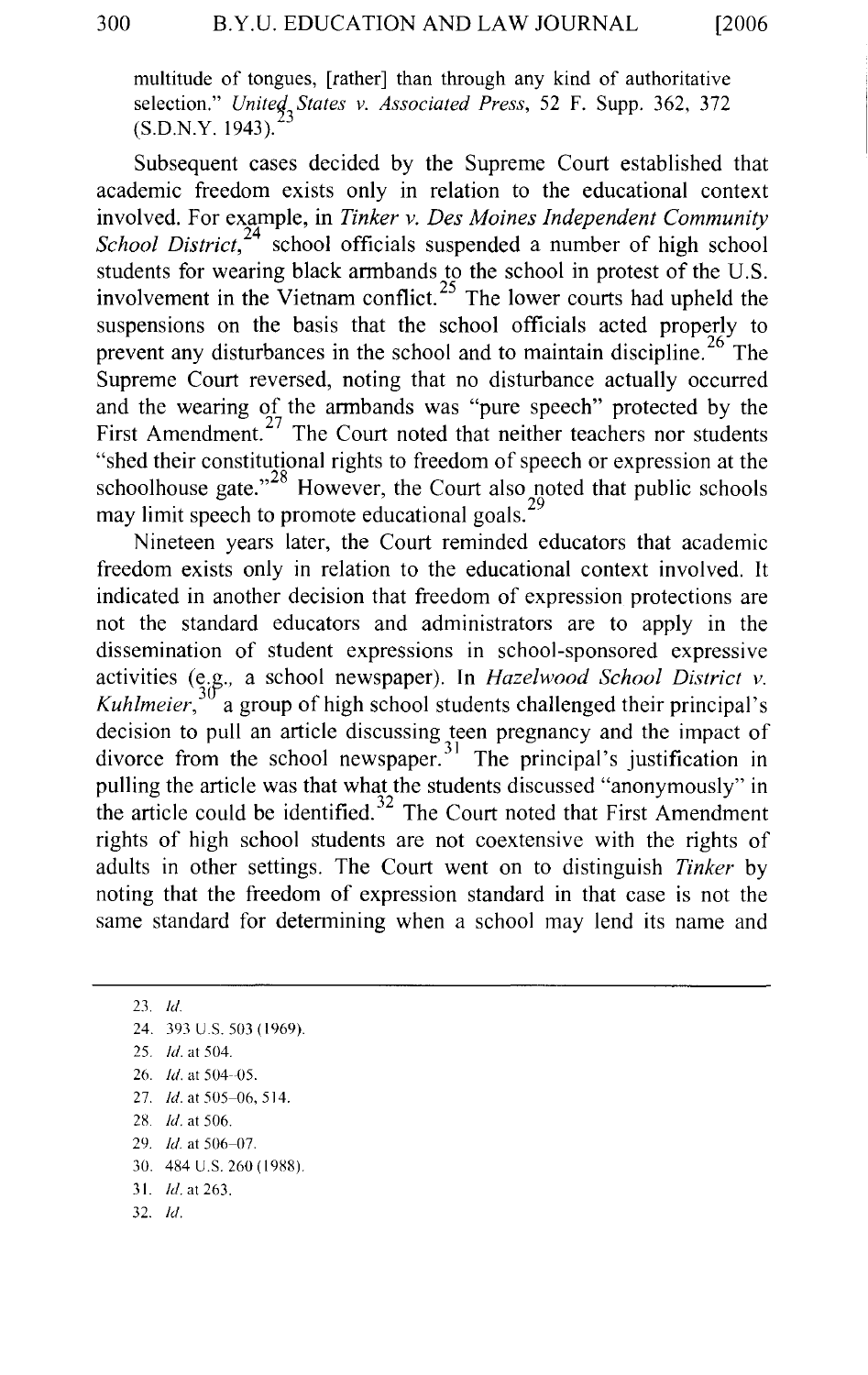multitude of tongues, [rather] than through any kind of authoritative selection." *United States v. Associated Press*, 52 F. Supp. 362, 372 (S.D.N.Y. 1943).[23]

Subsequent cases decided by the Supreme Court established that academic freedom exists only in relation to the educational context involved. For example, in *Tinker v. Des Moines Independent Community School District*,[24] school officials suspended a number of high school students for wearing black armbands to the school in protest of the U.S. involvement in the Vietnam conflict.[25] The lower courts had upheld the suspensions on the basis that the school officials acted properly to prevent any disturbances in the school and to maintain discipline.[26] The Supreme Court reversed, noting that no disturbance actually occurred and the wearing of the armbands was "pure speech" protected by the First Amendment.[27] The Court noted that neither teachers nor students "shed their constitutional rights to freedom of speech or expression at the schoolhouse gate."[28] However, the Court also noted that public schools may limit speech to promote educational goals.[29]

Nineteen years later, the Court reminded educators that academic freedom exists only in relation to the educational context involved. It indicated in another decision that freedom of expression protections are not the standard educators and administrators are to apply in the dissemination of student expressions in school-sponsored expressive activities (e.g., a school newspaper). In *Hazelwood School District v. Kuhlmeier*,[30] a group of high school students challenged their principal's decision to pull an article discussing teen pregnancy and the impact of divorce from the school newspaper.[31] The principal's justification in pulling the article was that what the students discussed "anonymously" in the article could be identified.[32] The Court noted that First Amendment rights of high school students are not coextensive with the rights of adults in other settings. The Court went on to distinguish *Tinker* by noting that the freedom of expression standard in that case is not the same standard for determining when a school may lend its name and

---

23. *Id.*
24. 393 U.S. 503 (1969).
25. *Id.* at 504.
26. *Id.* at 504–05.
27. *Id.* at 505–06, 514.
28. *Id.* at 506.
29. *Id.* at 506–07.
30. 484 U.S. 260 (1988).
31. *Id.* at 263.
32. *Id.*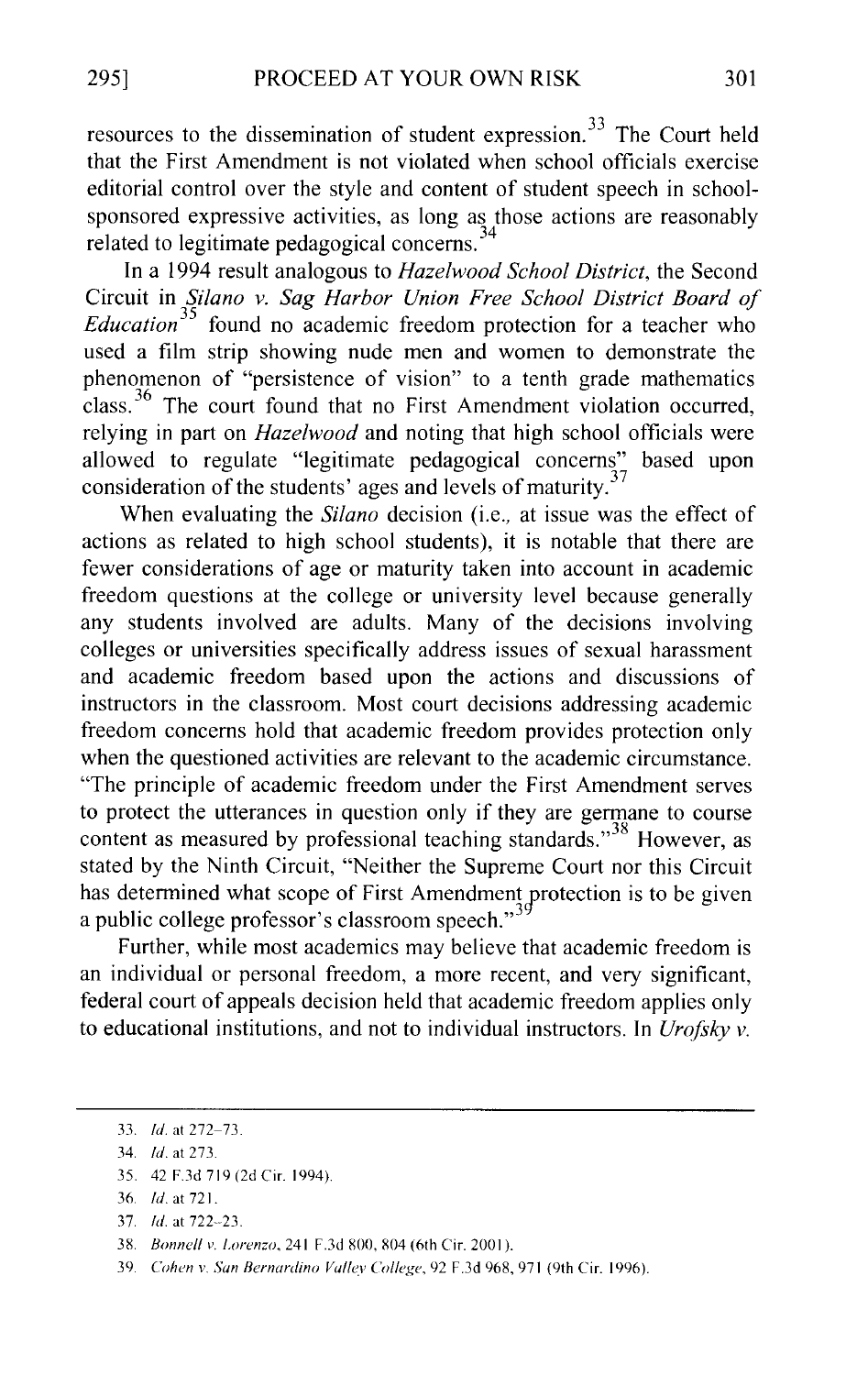resources to the dissemination of student expression.[33] The Court held that the First Amendment is not violated when school officials exercise editorial control over the style and content of student speech in school-sponsored expressive activities, as long as those actions are reasonably related to legitimate pedagogical concerns.[34]

In a 1994 result analogous to *Hazelwood School District*, the Second Circuit in *Silano v. Sag Harbor Union Free School District Board of Education*[35] found no academic freedom protection for a teacher who used a film strip showing nude men and women to demonstrate the phenomenon of "persistence of vision" to a tenth grade mathematics class.[36] The court found that no First Amendment violation occurred, relying in part on *Hazelwood* and noting that high school officials were allowed to regulate "legitimate pedagogical concerns" based upon consideration of the students' ages and levels of maturity.[37]

When evaluating the *Silano* decision (i.e., at issue was the effect of actions as related to high school students), it is notable that there are fewer considerations of age or maturity taken into account in academic freedom questions at the college or university level because generally any students involved are adults. Many of the decisions involving colleges or universities specifically address issues of sexual harassment and academic freedom based upon the actions and discussions of instructors in the classroom. Most court decisions addressing academic freedom concerns hold that academic freedom provides protection only when the questioned activities are relevant to the academic circumstance. "The principle of academic freedom under the First Amendment serves to protect the utterances in question only if they are germane to course content as measured by professional teaching standards."[38] However, as stated by the Ninth Circuit, "Neither the Supreme Court nor this Circuit has determined what scope of First Amendment protection is to be given a public college professor's classroom speech."[39]

Further, while most academics may believe that academic freedom is an individual or personal freedom, a more recent, and very significant, federal court of appeals decision held that academic freedom applies only to educational institutions, and not to individual instructors. In *Urofsky v.*

---

33. *Id.* at 272–73.

34. *Id.* at 273.

35. 42 F.3d 719 (2d Cir. 1994).

36. *Id.* at 721.

37. *Id.* at 722–23.

38. *Bonnell v. Lorenzo*, 241 F.3d 800, 804 (6th Cir. 2001).

39. *Cohen v. San Bernardino Valley College*, 92 F.3d 968, 971 (9th Cir. 1996).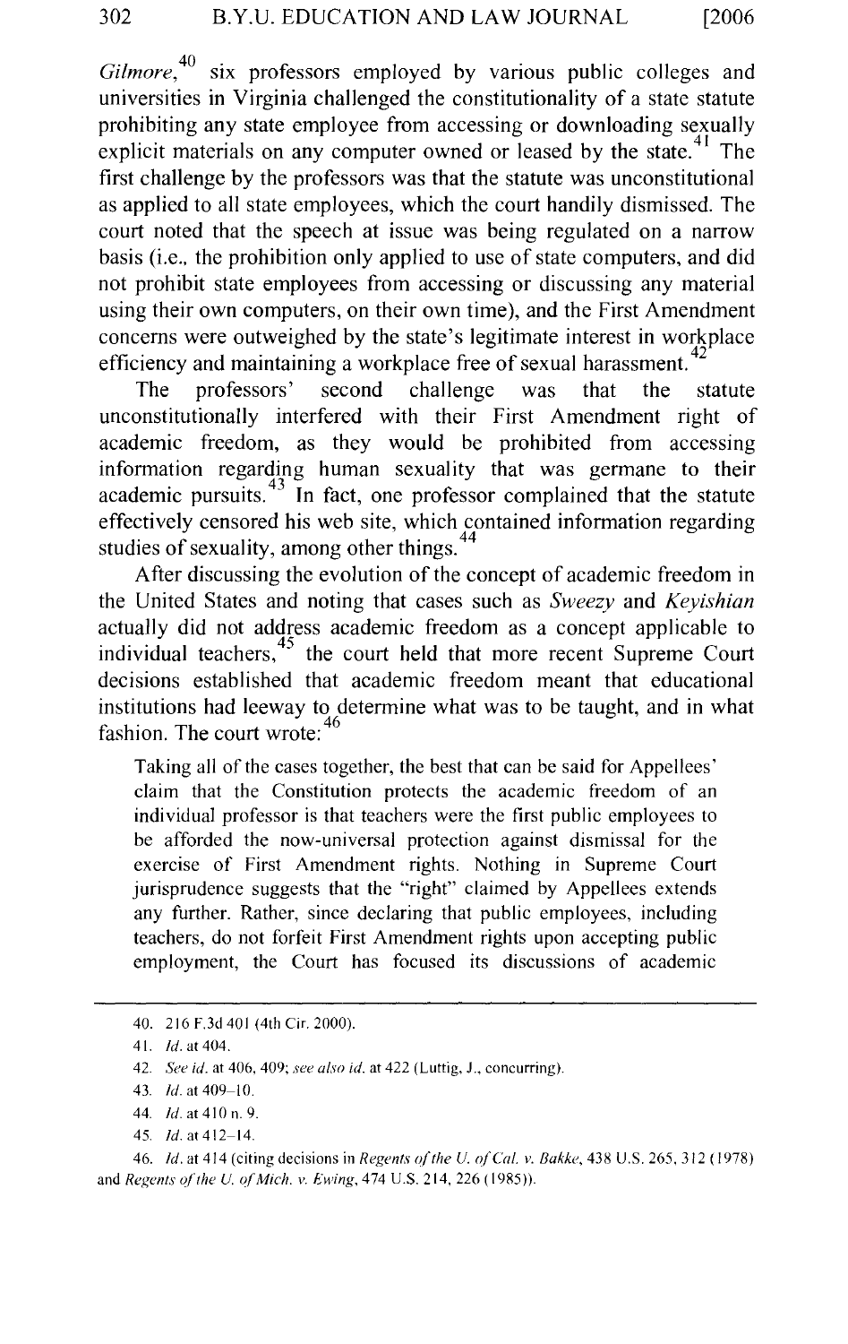*Gilmore*,[40] six professors employed by various public colleges and universities in Virginia challenged the constitutionality of a state statute prohibiting any state employee from accessing or downloading sexually explicit materials on any computer owned or leased by the state.[41] The first challenge by the professors was that the statute was unconstitutional as applied to all state employees, which the court handily dismissed. The court noted that the speech at issue was being regulated on a narrow basis (i.e., the prohibition only applied to use of state computers, and did not prohibit state employees from accessing or discussing any material using their own computers, on their own time), and the First Amendment concerns were outweighed by the state's legitimate interest in workplace efficiency and maintaining a workplace free of sexual harassment.[42]

The professors' second challenge was that the statute unconstitutionally interfered with their First Amendment right of academic freedom, as they would be prohibited from accessing information regarding human sexuality that was germane to their academic pursuits.[43] In fact, one professor complained that the statute effectively censored his web site, which contained information regarding studies of sexuality, among other things.[44]

After discussing the evolution of the concept of academic freedom in the United States and noting that cases such as *Sweezy* and *Keyishian* actually did not address academic freedom as a concept applicable to individual teachers,[45] the court held that more recent Supreme Court decisions established that academic freedom meant that educational institutions had leeway to determine what was to be taught, and in what fashion. The court wrote:[46]

> Taking all of the cases together, the best that can be said for Appellees' claim that the Constitution protects the academic freedom of an individual professor is that teachers were the first public employees to be afforded the now-universal protection against dismissal for the exercise of First Amendment rights. Nothing in Supreme Court jurisprudence suggests that the "right" claimed by Appellees extends any further. Rather, since declaring that public employees, including teachers, do not forfeit First Amendment rights upon accepting public employment, the Court has focused its discussions of academic

---

40. 216 F.3d 401 (4th Cir. 2000).

41. *Id.* at 404.

42. *See id.* at 406, 409; *see also id.* at 422 (Luttig, J., concurring).

43. *Id.* at 409–10.

44. *Id.* at 410 n. 9.

45. *Id.* at 412–14.

46. *Id.* at 414 (citing decisions in *Regents of the U. of Cal. v. Bakke*, 438 U.S. 265, 312 (1978) and *Regents of the U. of Mich. v. Ewing*, 474 U.S. 214, 226 (1985)).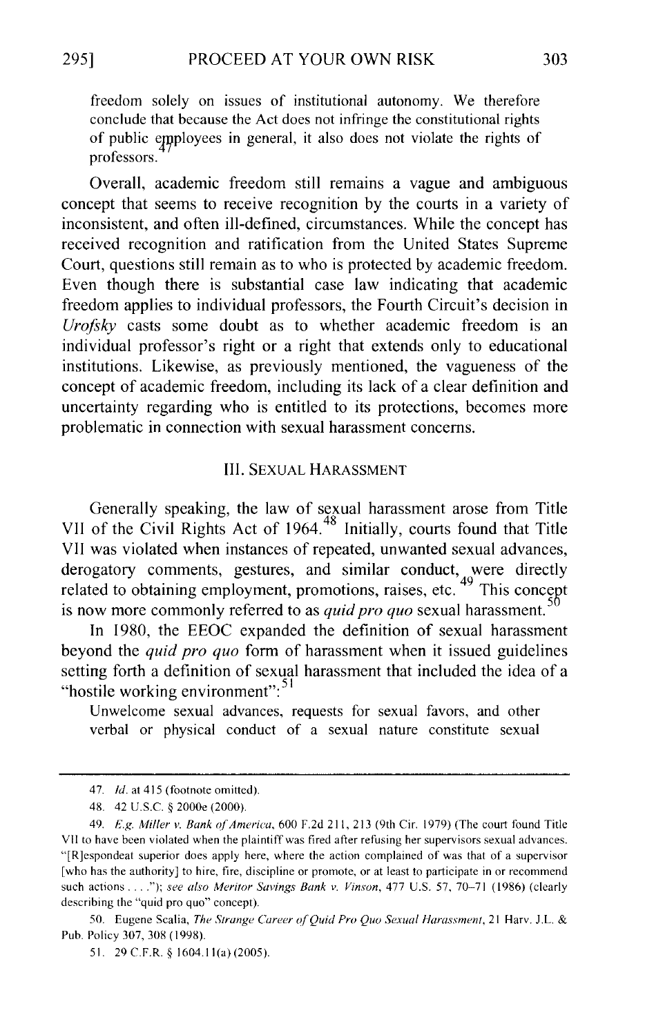freedom solely on issues of institutional autonomy. We therefore conclude that because the Act does not infringe the constitutional rights of public employees in general, it also does not violate the rights of professors.[47]

Overall, academic freedom still remains a vague and ambiguous concept that seems to receive recognition by the courts in a variety of inconsistent, and often ill-defined, circumstances. While the concept has received recognition and ratification from the United States Supreme Court, questions still remain as to who is protected by academic freedom. Even though there is substantial case law indicating that academic freedom applies to individual professors, the Fourth Circuit's decision in *Urofsky* casts some doubt as to whether academic freedom is an individual professor's right or a right that extends only to educational institutions. Likewise, as previously mentioned, the vagueness of the concept of academic freedom, including its lack of a clear definition and uncertainty regarding who is entitled to its protections, becomes more problematic in connection with sexual harassment concerns.

## III. SEXUAL HARASSMENT

Generally speaking, the law of sexual harassment arose from Title VII of the Civil Rights Act of 1964.[48] Initially, courts found that Title VII was violated when instances of repeated, unwanted sexual advances, derogatory comments, gestures, and similar conduct, were directly related to obtaining employment, promotions, raises, etc.[49] This concept is now more commonly referred to as *quid pro quo* sexual harassment.[50]

In 1980, the EEOC expanded the definition of sexual harassment beyond the *quid pro quo* form of harassment when it issued guidelines setting forth a definition of sexual harassment that included the idea of a "hostile working environment":[51]

> Unwelcome sexual advances, requests for sexual favors, and other verbal or physical conduct of a sexual nature constitute sexual

---

47. *Id.* at 415 (footnote omitted).

48. 42 U.S.C. § 2000e (2000).

49. *E.g. Miller v. Bank of America*, 600 F.2d 211, 213 (9th Cir. 1979) (The court found Title VII to have been violated when the plaintiff was fired after refusing her supervisors sexual advances. "[R]espondeat superior does apply here, where the action complained of was that of a supervisor [who has the authority] to hire, fire, discipline or promote, or at least to participate in or recommend such actions . . . ."); *see also Meritor Savings Bank v. Vinson*, 477 U.S. 57, 70–71 (1986) (clearly describing the "quid pro quo" concept).

50. Eugene Scalia, *The Strange Career of Quid Pro Quo Sexual Harassment*, 21 Harv. J.L. & Pub. Policy 307, 308 (1998).

51. 29 C.F.R. § 1604.11(a) (2005).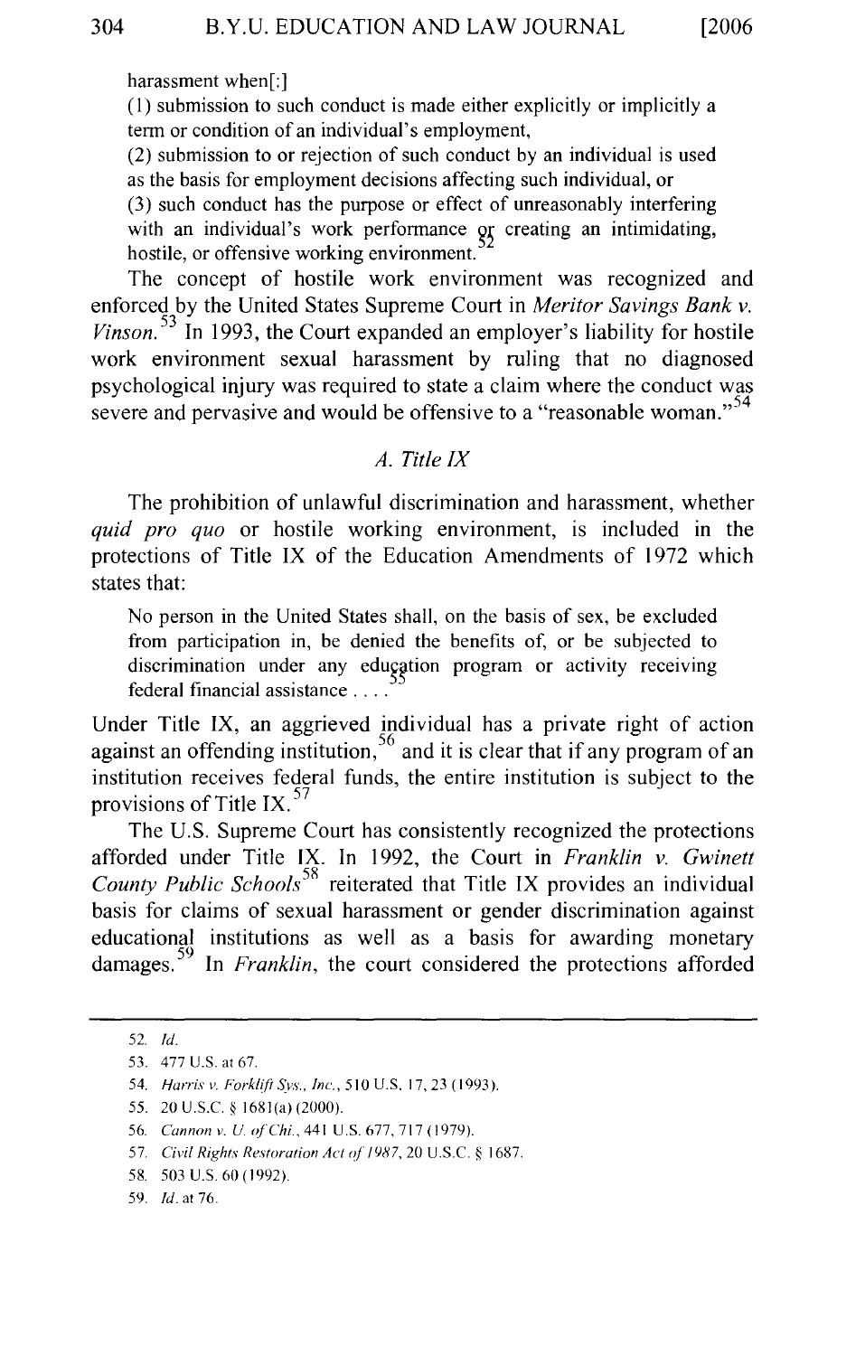harassment when[:]

> (1) submission to such conduct is made either explicitly or implicitly a term or condition of an individual's employment,
>
> (2) submission to or rejection of such conduct by an individual is used as the basis for employment decisions affecting such individual, or
>
> (3) such conduct has the purpose or effect of unreasonably interfering with an individual's work performance or creating an intimidating, hostile, or offensive working environment.[52]

The concept of hostile work environment was recognized and enforced by the United States Supreme Court in *Meritor Savings Bank v. Vinson*.[53] In 1993, the Court expanded an employer's liability for hostile work environment sexual harassment by ruling that no diagnosed psychological injury was required to state a claim where the conduct was severe and pervasive and would be offensive to a "reasonable woman."[54]

### *A. Title IX*

The prohibition of unlawful discrimination and harassment, whether *quid pro quo* or hostile working environment, is included in the protections of Title IX of the Education Amendments of 1972 which states that:

> No person in the United States shall, on the basis of sex, be excluded from participation in, be denied the benefits of, or be subjected to discrimination under any education program or activity receiving federal financial assistance . . . .[55]

Under Title IX, an aggrieved individual has a private right of action against an offending institution,[56] and it is clear that if any program of an institution receives federal funds, the entire institution is subject to the provisions of Title IX.[57]

The U.S. Supreme Court has consistently recognized the protections afforded under Title IX. In 1992, the Court in *Franklin v. Gwinett County Public Schools*[58] reiterated that Title IX provides an individual basis for claims of sexual harassment or gender discrimination against educational institutions as well as a basis for awarding monetary damages.[59] In *Franklin*, the court considered the protections afforded

---

52. *Id.*

53. 477 U.S. at 67.

54. *Harris v. Forklift Sys., Inc.*, 510 U.S. 17, 23 (1993).

55. 20 U.S.C. § 1681(a) (2000).

56. *Cannon v. U. of Chi.*, 441 U.S. 677, 717 (1979).

57. *Civil Rights Restoration Act of 1987*, 20 U.S.C. § 1687.

58. 503 U.S. 60 (1992).

59. *Id.* at 76.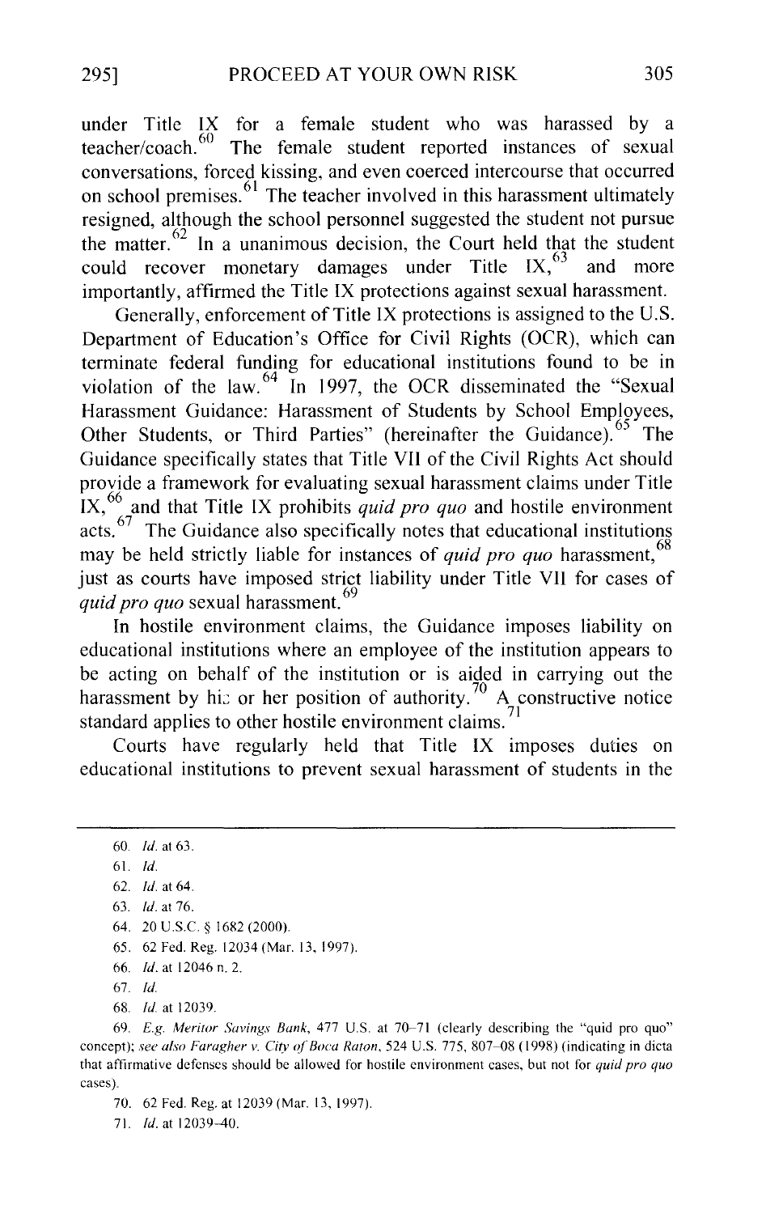under Title IX for a female student who was harassed by a teacher/coach.[60] The female student reported instances of sexual conversations, forced kissing, and even coerced intercourse that occurred on school premises.[61] The teacher involved in this harassment ultimately resigned, although the school personnel suggested the student not pursue the matter.[62] In a unanimous decision, the Court held that the student could recover monetary damages under Title IX,[63] and more importantly, affirmed the Title IX protections against sexual harassment.

Generally, enforcement of Title IX protections is assigned to the U.S. Department of Education's Office for Civil Rights (OCR), which can terminate federal funding for educational institutions found to be in violation of the law.[64] In 1997, the OCR disseminated the "Sexual Harassment Guidance: Harassment of Students by School Employees, Other Students, or Third Parties" (hereinafter the Guidance).[65] The Guidance specifically states that Title VII of the Civil Rights Act should provide a framework for evaluating sexual harassment claims under Title IX,[66] and that Title IX prohibits *quid pro quo* and hostile environment acts.[67] The Guidance also specifically notes that educational institutions may be held strictly liable for instances of *quid pro quo* harassment,[68] just as courts have imposed strict liability under Title VII for cases of *quid pro quo* sexual harassment.[69]

In hostile environment claims, the Guidance imposes liability on educational institutions where an employee of the institution appears to be acting on behalf of the institution or is aided in carrying out the harassment by his or her position of authority.[70] A constructive notice standard applies to other hostile environment claims.[71]

Courts have regularly held that Title IX imposes duties on educational institutions to prevent sexual harassment of students in the

---

60. *Id.* at 63.

61. *Id.*

62. *Id.* at 64.

63. *Id.* at 76.

64. 20 U.S.C. § 1682 (2000).

65. 62 Fed. Reg. 12034 (Mar. 13, 1997).

66. *Id.* at 12046 n. 2.

67. *Id.*

68. *Id.* at 12039.

69. *E.g. Meritor Savings Bank*, 477 U.S. at 70–71 (clearly describing the "quid pro quo" concept); *see also Faragher v. City of Boca Raton*, 524 U.S. 775, 807–08 (1998) (indicating in dicta that affirmative defenses should be allowed for hostile environment cases, but not for *quid pro quo* cases).

70. 62 Fed. Reg. at 12039 (Mar. 13, 1997).

71. *Id.* at 12039–40.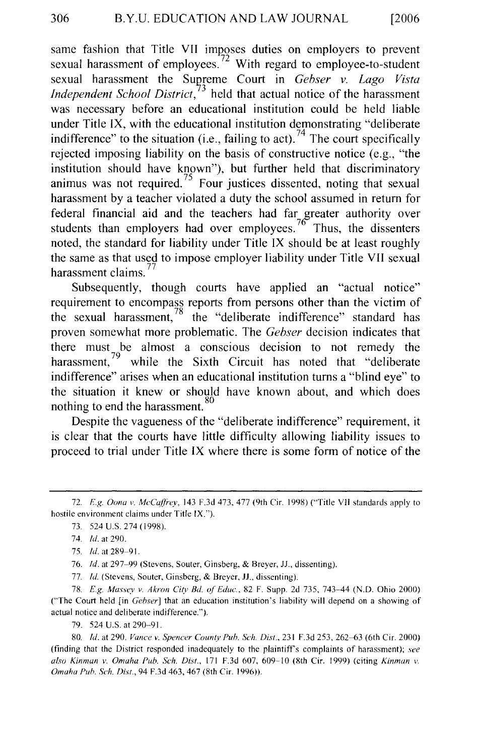same fashion that Title VII imposes duties on employers to prevent sexual harassment of employees.[72] With regard to employee-to-student sexual harassment the Supreme Court in *Gebser v. Lago Vista Independent School District*,[73] held that actual notice of the harassment was necessary before an educational institution could be held liable under Title IX, with the educational institution demonstrating "deliberate indifference" to the situation (i.e., failing to act).[74] The court specifically rejected imposing liability on the basis of constructive notice (e.g., "the institution should have known"), but further held that discriminatory animus was not required.[75] Four justices dissented, noting that sexual harassment by a teacher violated a duty the school assumed in return for federal financial aid and the teachers had far greater authority over students than employers had over employees.[76] Thus, the dissenters noted, the standard for liability under Title IX should be at least roughly the same as that used to impose employer liability under Title VII sexual harassment claims.[77]

Subsequently, though courts have applied an "actual notice" requirement to encompass reports from persons other than the victim of the sexual harassment,[78] the "deliberate indifference" standard has proven somewhat more problematic. The *Gebser* decision indicates that there must be almost a conscious decision to not remedy the harassment,[79] while the Sixth Circuit has noted that "deliberate indifference" arises when an educational institution turns a "blind eye" to the situation it knew or should have known about, and which does nothing to end the harassment.[80]

Despite the vagueness of the "deliberate indifference" requirement, it is clear that the courts have little difficulty allowing liability issues to proceed to trial under Title IX where there is some form of notice of the

---

72. *E.g. Oona v. McCaffrey*, 143 F.3d 473, 477 (9th Cir. 1998) ("Title VII standards apply to hostile environment claims under Title IX.").

73. 524 U.S. 274 (1998).

74. *Id.* at 290.

75. *Id.* at 289–91.

76. *Id.* at 297–99 (Stevens, Souter, Ginsberg, & Breyer, JJ., dissenting).

77. *Id.* (Stevens, Souter, Ginsberg, & Breyer, JJ., dissenting).

78. *E.g. Massey v. Akron City Bd. of Educ.*, 82 F. Supp. 2d 735, 743–44 (N.D. Ohio 2000) ("The Court held [in *Gebser*] that an education institution's liability will depend on a showing of actual notice and deliberate indifference.").

79. 524 U.S. at 290–91.

80. *Id.* at 290. *Vance v. Spencer County Pub. Sch. Dist.*, 231 F.3d 253, 262–63 (6th Cir. 2000) (finding that the District responded inadequately to the plaintiff's complaints of harassment); *see also Kinman v. Omaha Pub. Sch. Dist.*, 171 F.3d 607, 609–10 (8th Cir. 1999) (citing *Kinman v. Omaha Pub. Sch. Dist.*, 94 F.3d 463, 467 (8th Cir. 1996)).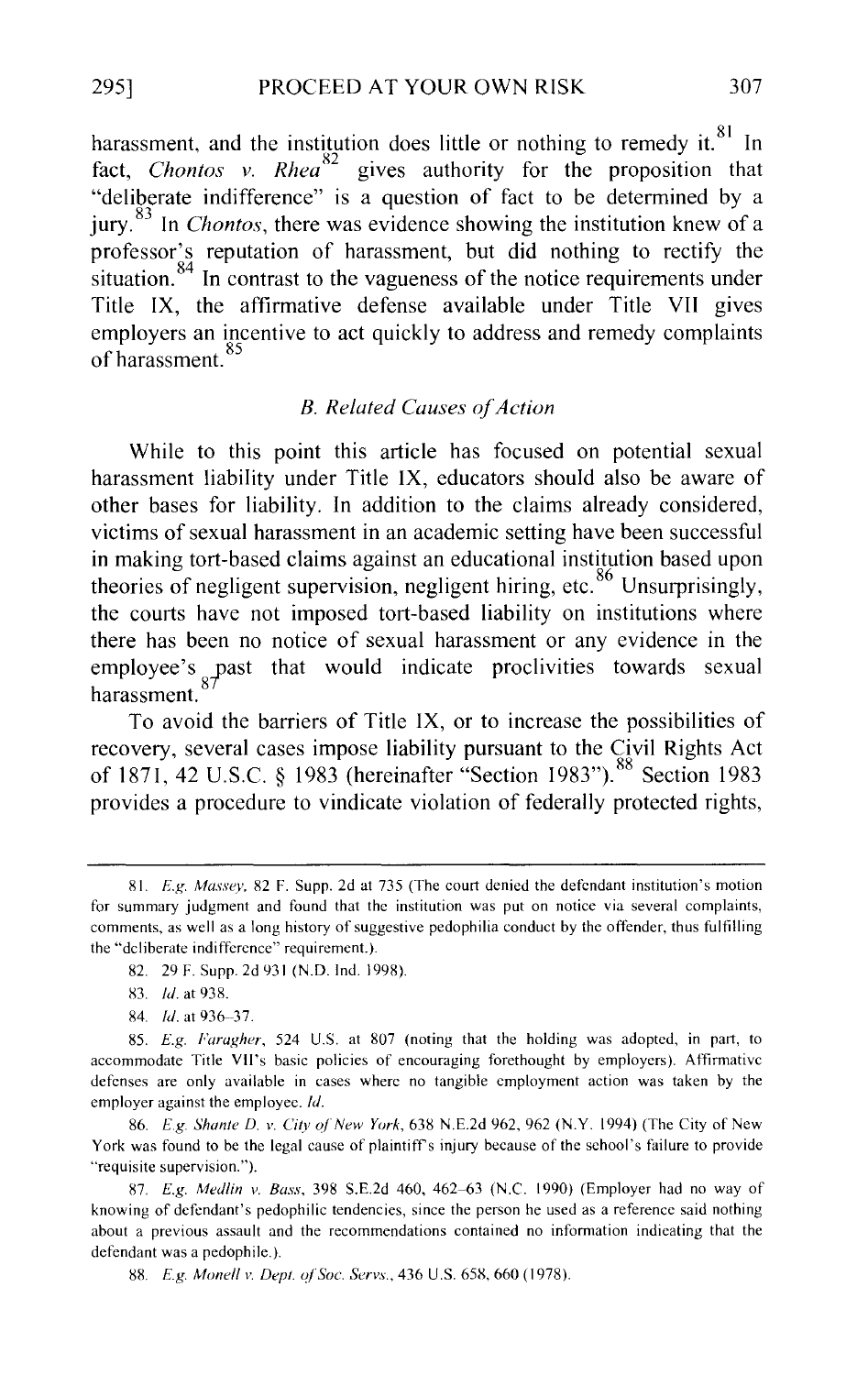harassment, and the institution does little or nothing to remedy it.[81] In fact, *Chontos v. Rhea*[82] gives authority for the proposition that "deliberate indifference" is a question of fact to be determined by a jury.[83] In *Chontos*, there was evidence showing the institution knew of a professor's reputation of harassment, but did nothing to rectify the situation.[84] In contrast to the vagueness of the notice requirements under Title IX, the affirmative defense available under Title VII gives employers an incentive to act quickly to address and remedy complaints of harassment.[85]

### *B. Related Causes of Action*

While to this point this article has focused on potential sexual harassment liability under Title IX, educators should also be aware of other bases for liability. In addition to the claims already considered, victims of sexual harassment in an academic setting have been successful in making tort-based claims against an educational institution based upon theories of negligent supervision, negligent hiring, etc.[86] Unsurprisingly, the courts have not imposed tort-based liability on institutions where there has been no notice of sexual harassment or any evidence in the employee's past that would indicate proclivities towards sexual harassment.[87]

To avoid the barriers of Title IX, or to increase the possibilities of recovery, several cases impose liability pursuant to the Civil Rights Act of 1871, 42 U.S.C. § 1983 (hereinafter "Section 1983").[88] Section 1983 provides a procedure to vindicate violation of federally protected rights,

---

81. *E.g. Massey*, 82 F. Supp. 2d at 735 (The court denied the defendant institution's motion for summary judgment and found that the institution was put on notice via several complaints, comments, as well as a long history of suggestive pedophilia conduct by the offender, thus fulfilling the "deliberate indifference" requirement.).

82. 29 F. Supp. 2d 931 (N.D. Ind. 1998).

83. *Id.* at 938.

84. *Id.* at 936–37.

85. *E.g. Faragher*, 524 U.S. at 807 (noting that the holding was adopted, in part, to accommodate Title VII's basic policies of encouraging forethought by employers). Affirmative defenses are only available in cases where no tangible employment action was taken by the employer against the employee. *Id.*

86. *E.g. Shante D. v. City of New York*, 638 N.E.2d 962, 962 (N.Y. 1994) (The City of New York was found to be the legal cause of plaintiff's injury because of the school's failure to provide "requisite supervision.").

87. *E.g. Medlin v. Bass*, 398 S.E.2d 460, 462–63 (N.C. 1990) (Employer had no way of knowing of defendant's pedophilic tendencies, since the person he used as a reference said nothing about a previous assault and the recommendations contained no information indicating that the defendant was a pedophile.).

88. *E.g. Monell v. Dept. of Soc. Servs.*, 436 U.S. 658, 660 (1978).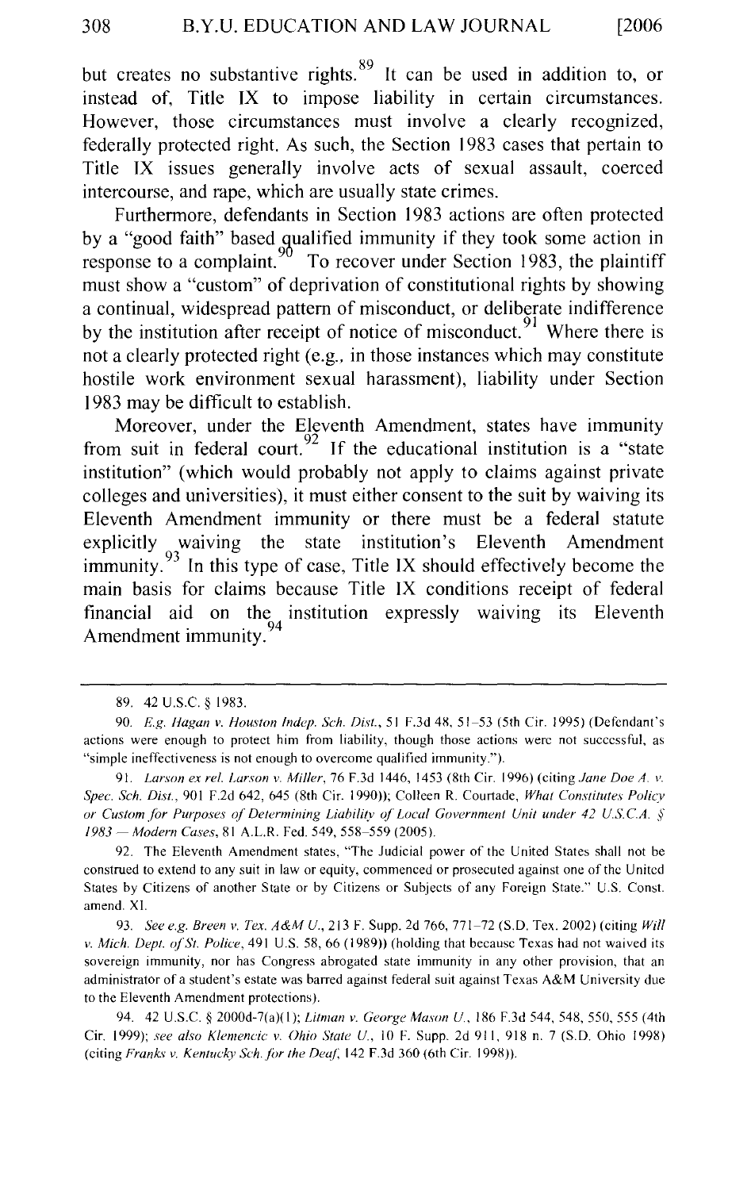but creates no substantive rights.[89] It can be used in addition to, or instead of, Title IX to impose liability in certain circumstances. However, those circumstances must involve a clearly recognized, federally protected right. As such, the Section 1983 cases that pertain to Title IX issues generally involve acts of sexual assault, coerced intercourse, and rape, which are usually state crimes.

Furthermore, defendants in Section 1983 actions are often protected by a "good faith" based qualified immunity if they took some action in response to a complaint.[90] To recover under Section 1983, the plaintiff must show a "custom" of deprivation of constitutional rights by showing a continual, widespread pattern of misconduct, or deliberate indifference by the institution after receipt of notice of misconduct.[91] Where there is not a clearly protected right (e.g., in those instances which may constitute hostile work environment sexual harassment), liability under Section 1983 may be difficult to establish.

Moreover, under the Eleventh Amendment, states have immunity from suit in federal court.[92] If the educational institution is a "state institution" (which would probably not apply to claims against private colleges and universities), it must either consent to the suit by waiving its Eleventh Amendment immunity or there must be a federal statute explicitly waiving the state institution's Eleventh Amendment immunity.[93] In this type of case, Title IX should effectively become the main basis for claims because Title IX conditions receipt of federal financial aid on the institution expressly waiving its Eleventh Amendment immunity.[94]

---

89. 42 U.S.C. § 1983.

90. *E.g. Hagan v. Houston Indep. Sch. Dist.*, 51 F.3d 48, 51–53 (5th Cir. 1995) (Defendant's actions were enough to protect him from liability, though those actions were not successful, as "simple ineffectiveness is not enough to overcome qualified immunity.").

91. *Larson ex rel. Larson v. Miller*, 76 F.3d 1446, 1453 (8th Cir. 1996) (citing *Jane Doe A. v. Spec. Sch. Dist.*, 901 F.2d 642, 645 (8th Cir. 1990)); Colleen R. Courtade, *What Constitutes Policy or Custom for Purposes of Determining Liability of Local Government Unit under 42 U.S.C.A. § 1983 — Modern Cases*, 81 A.L.R. Fed. 549, 558–559 (2005).

92. The Eleventh Amendment states, "The Judicial power of the United States shall not be construed to extend to any suit in law or equity, commenced or prosecuted against one of the United States by Citizens of another State or by Citizens or Subjects of any Foreign State." U.S. Const. amend. XI.

93. *See e.g. Breen v. Tex. A&M U.*, 213 F. Supp. 2d 766, 771–72 (S.D. Tex. 2002) (citing *Will v. Mich. Dept. of St. Police*, 491 U.S. 58, 66 (1989)) (holding that because Texas had not waived its sovereign immunity, nor has Congress abrogated state immunity in any other provision, that an administrator of a student's estate was barred against federal suit against Texas A&M University due to the Eleventh Amendment protections).

94. 42 U.S.C. § 2000d-7(a)(1); *Litman v. George Mason U.*, 186 F.3d 544, 548, 550, 555 (4th Cir. 1999); *see also Klemencic v. Ohio State U.*, 10 F. Supp. 2d 911, 918 n. 7 (S.D. Ohio 1998) (citing *Franks v. Kentucky Sch. for the Deaf*, 142 F.3d 360 (6th Cir. 1998)).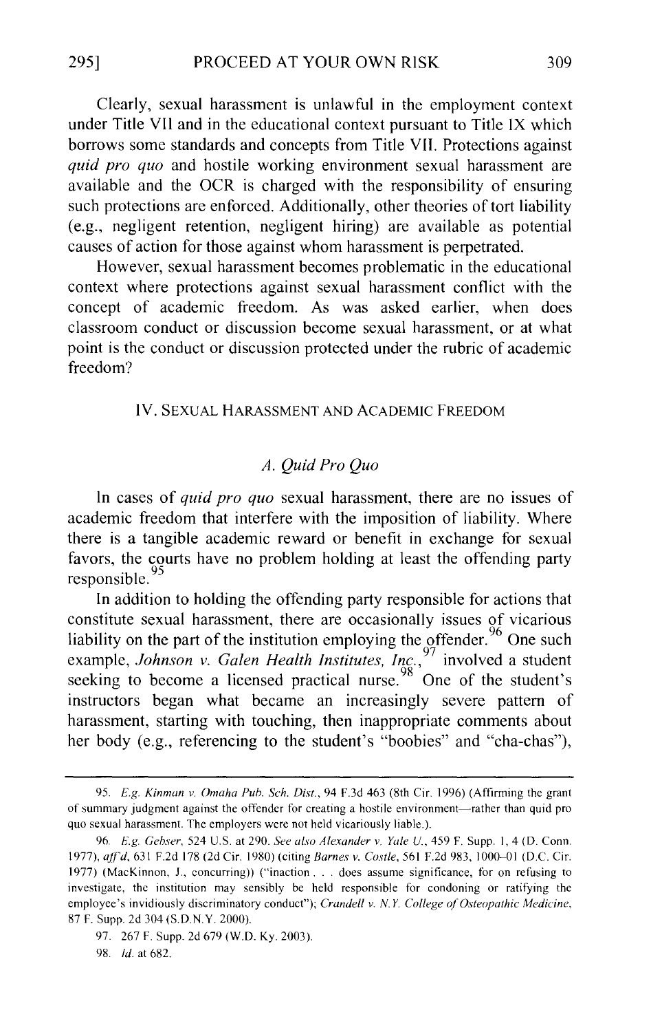Clearly, sexual harassment is unlawful in the employment context under Title VII and in the educational context pursuant to Title IX which borrows some standards and concepts from Title VII. Protections against *quid pro quo* and hostile working environment sexual harassment are available and the OCR is charged with the responsibility of ensuring such protections are enforced. Additionally, other theories of tort liability (e.g., negligent retention, negligent hiring) are available as potential causes of action for those against whom harassment is perpetrated.

However, sexual harassment becomes problematic in the educational context where protections against sexual harassment conflict with the concept of academic freedom. As was asked earlier, when does classroom conduct or discussion become sexual harassment, or at what point is the conduct or discussion protected under the rubric of academic freedom?

## IV. SEXUAL HARASSMENT AND ACADEMIC FREEDOM

### *A. Quid Pro Quo*

In cases of *quid pro quo* sexual harassment, there are no issues of academic freedom that interfere with the imposition of liability. Where there is a tangible academic reward or benefit in exchange for sexual favors, the courts have no problem holding at least the offending party responsible.[95]

In addition to holding the offending party responsible for actions that constitute sexual harassment, there are occasionally issues of vicarious liability on the part of the institution employing the offender.[96] One such example, *Johnson v. Galen Health Institutes, Inc.*,[97] involved a student seeking to become a licensed practical nurse.[98] One of the student's instructors began what became an increasingly severe pattern of harassment, starting with touching, then inappropriate comments about her body (e.g., referencing to the student's "boobies" and "cha-chas"),

---

95. *E.g. Kinman v. Omaha Pub. Sch. Dist.*, 94 F.3d 463 (8th Cir. 1996) (Affirming the grant of summary judgment against the offender for creating a hostile environment—rather than quid pro quo sexual harassment. The employers were not held vicariously liable.).

96. *E.g. Gebser*, 524 U.S. at 290. *See also Alexander v. Yale U.*, 459 F. Supp. 1, 4 (D. Conn. 1977), *aff'd*, 631 F.2d 178 (2d Cir. 1980) (citing *Barnes v. Costle*, 561 F.2d 983, 1000–01 (D.C. Cir. 1977) (MacKinnon, J., concurring)) ("inaction . . . does assume significance, for on refusing to investigate, the institution may sensibly be held responsible for condoning or ratifying the employee's invidiously discriminatory conduct"); *Crandell v. N.Y. College of Osteopathic Medicine*, 87 F. Supp. 2d 304 (S.D.N.Y. 2000).

97. 267 F. Supp. 2d 679 (W.D. Ky. 2003).

98. *Id.* at 682.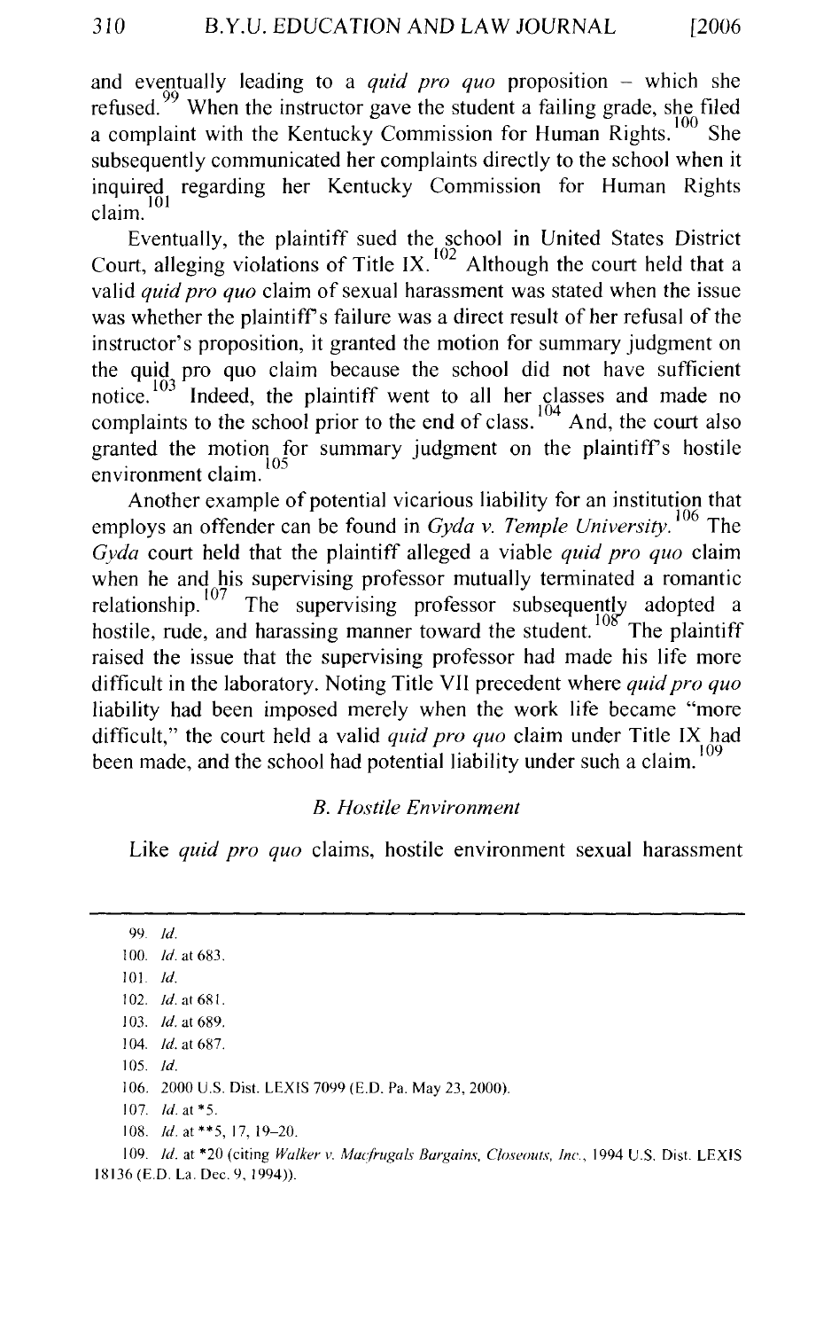and eventually leading to a *quid pro quo* proposition – which she refused.[99] When the instructor gave the student a failing grade, she filed a complaint with the Kentucky Commission for Human Rights.[100] She subsequently communicated her complaints directly to the school when it inquired regarding her Kentucky Commission for Human Rights claim.[101]

Eventually, the plaintiff sued the school in United States District Court, alleging violations of Title IX.[102] Although the court held that a valid *quid pro quo* claim of sexual harassment was stated when the issue was whether the plaintiff's failure was a direct result of her refusal of the instructor's proposition, it granted the motion for summary judgment on the quid pro quo claim because the school did not have sufficient notice.[103] Indeed, the plaintiff went to all her classes and made no complaints to the school prior to the end of class.[104] And, the court also granted the motion for summary judgment on the plaintiff's hostile environment claim.[105]

Another example of potential vicarious liability for an institution that employs an offender can be found in *Gyda v. Temple University*.[106] The *Gyda* court held that the plaintiff alleged a viable *quid pro quo* claim when he and his supervising professor mutually terminated a romantic relationship.[107] The supervising professor subsequently adopted a hostile, rude, and harassing manner toward the student.[108] The plaintiff raised the issue that the supervising professor had made his life more difficult in the laboratory. Noting Title VII precedent where *quid pro quo* liability had been imposed merely when the work life became "more difficult," the court held a valid *quid pro quo* claim under Title IX had been made, and the school had potential liability under such a claim.[109]

### *B. Hostile Environment*

Like *quid pro quo* claims, hostile environment sexual harassment

---

99. *Id.*

100. *Id.* at 683.

101. *Id.*

102. *Id.* at 681.

103. *Id.* at 689.

104. *Id.* at 687.

105. *Id.*

106. 2000 U.S. Dist. LEXIS 7099 (E.D. Pa. May 23, 2000).

107. *Id.* at *5.

108. *Id.* at **5, 17, 19–20.

109. *Id.* at *20 (citing *Walker v. Macfrugals Bargains, Closeouts, Inc.*, 1994 U.S. Dist. LEXIS 18136 (E.D. La. Dec. 9, 1994)).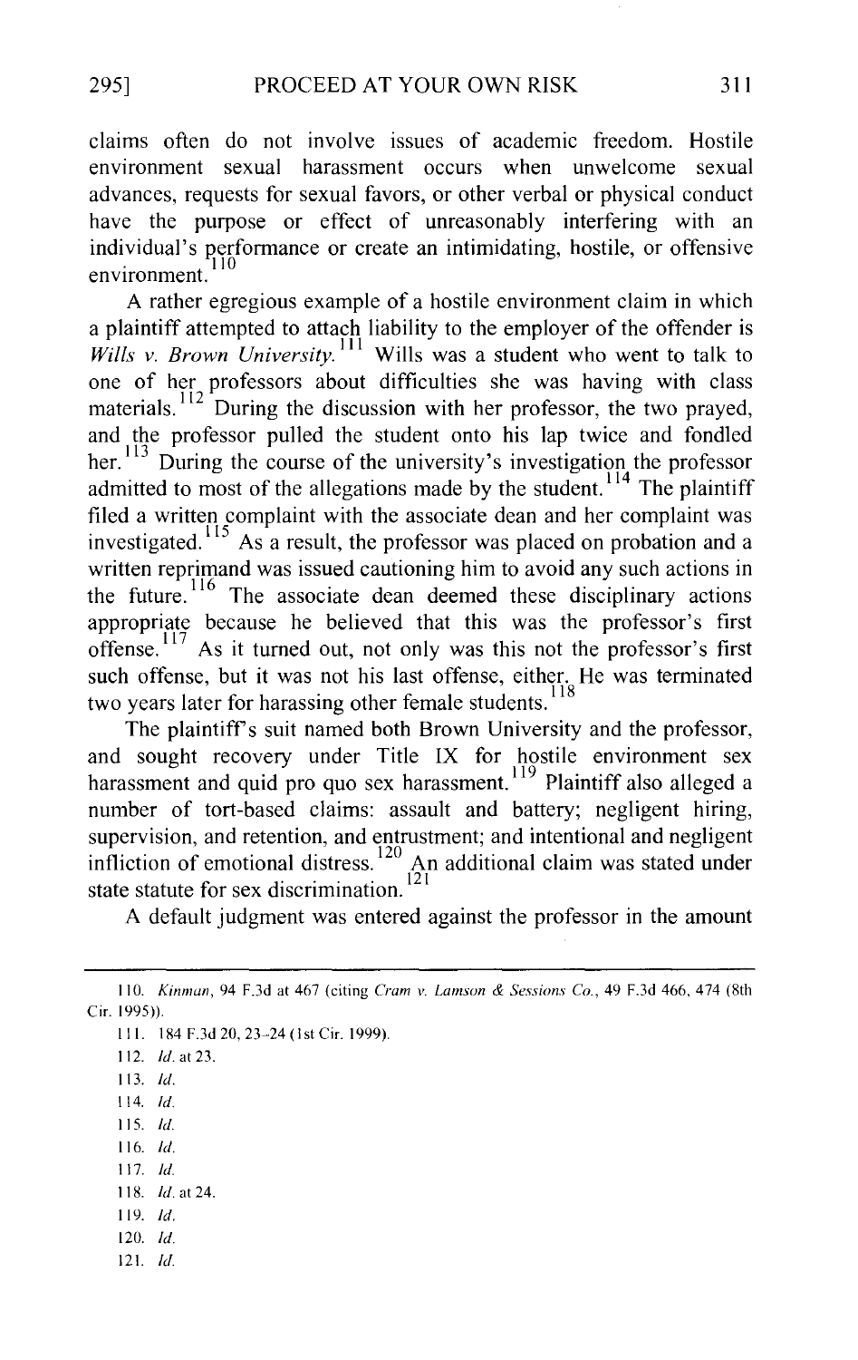claims often do not involve issues of academic freedom. Hostile environment sexual harassment occurs when unwelcome sexual advances, requests for sexual favors, or other verbal or physical conduct have the purpose or effect of unreasonably interfering with an individual's performance or create an intimidating, hostile, or offensive environment.[110]

A rather egregious example of a hostile environment claim in which a plaintiff attempted to attach liability to the employer of the offender is *Wills v. Brown University*.[111] Wills was a student who went to talk to one of her professors about difficulties she was having with class materials.[112] During the discussion with her professor, the two prayed, and the professor pulled the student onto his lap twice and fondled her.[113] During the course of the university's investigation the professor admitted to most of the allegations made by the student.[114] The plaintiff filed a written complaint with the associate dean and her complaint was investigated.[115] As a result, the professor was placed on probation and a written reprimand was issued cautioning him to avoid any such actions in the future.[116] The associate dean deemed these disciplinary actions appropriate because he believed that this was the professor's first offense.[117] As it turned out, not only was this not the professor's first such offense, but it was not his last offense, either. He was terminated two years later for harassing other female students.[118]

The plaintiff's suit named both Brown University and the professor, and sought recovery under Title IX for hostile environment sex harassment and quid pro quo sex harassment.[119] Plaintiff also alleged a number of tort-based claims: assault and battery; negligent hiring, supervision, and retention, and entrustment; and intentional and negligent infliction of emotional distress.[120] An additional claim was stated under state statute for sex discrimination.[121]

A default judgment was entered against the professor in the amount

---

110. *Kinman*, 94 F.3d at 467 (citing *Cram v. Lamson & Sessions Co.*, 49 F.3d 466, 474 (8th Cir. 1995)).

111. 184 F.3d 20, 23–24 (1st Cir. 1999).

112. *Id.* at 23.

113. *Id.*

114. *Id.*

115. *Id.*

116. *Id.*

117. *Id.*

118. *Id.* at 24.

119. *Id.*

120. *Id.*

121. *Id.*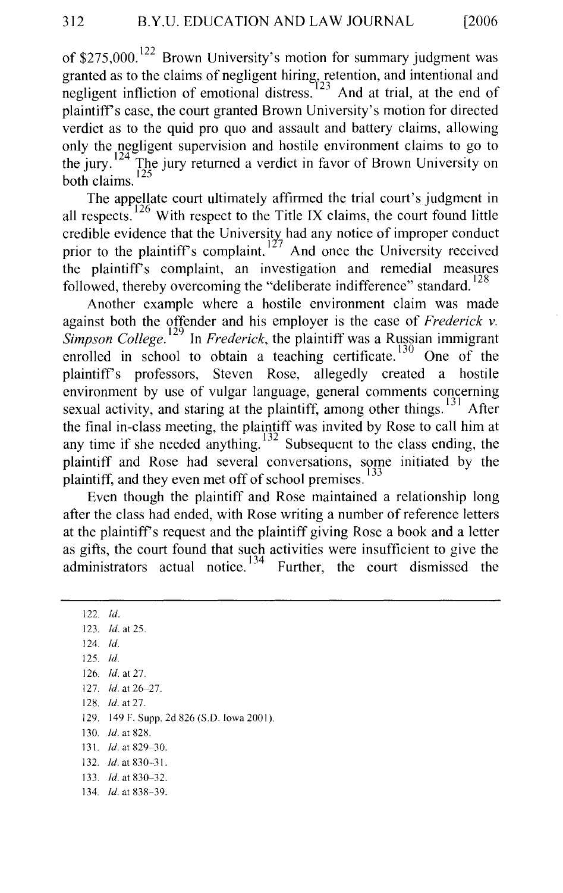of $275,000.[122] Brown University's motion for summary judgment was granted as to the claims of negligent hiring, retention, and intentional and negligent infliction of emotional distress.[123] And at trial, at the end of plaintiff's case, the court granted Brown University's motion for directed verdict as to the quid pro quo and assault and battery claims, allowing only the negligent supervision and hostile environment claims to go to the jury.[124] The jury returned a verdict in favor of Brown University on both claims.[125]

The appellate court ultimately affirmed the trial court's judgment in all respects.[126] With respect to the Title IX claims, the court found little credible evidence that the University had any notice of improper conduct prior to the plaintiff's complaint.[127] And once the University received the plaintiff's complaint, an investigation and remedial measures followed, thereby overcoming the "deliberate indifference" standard.[128]

Another example where a hostile environment claim was made against both the offender and his employer is the case of *Frederick v. Simpson College*.[129] In *Frederick*, the plaintiff was a Russian immigrant enrolled in school to obtain a teaching certificate.[130] One of the plaintiff's professors, Steven Rose, allegedly created a hostile environment by use of vulgar language, general comments concerning sexual activity, and staring at the plaintiff, among other things.[131] After the final in-class meeting, the plaintiff was invited by Rose to call him at any time if she needed anything.[132] Subsequent to the class ending, the plaintiff and Rose had several conversations, some initiated by the plaintiff, and they even met off of school premises.[133]

Even though the plaintiff and Rose maintained a relationship long after the class had ended, with Rose writing a number of reference letters at the plaintiff's request and the plaintiff giving Rose a book and a letter as gifts, the court found that such activities were insufficient to give the administrators actual notice.[134] Further, the court dismissed the

---

122. *Id.*
123. *Id.* at 25.
124. *Id.*
125. *Id.*
126. *Id.* at 27.
127. *Id.* at 26–27.
128. *Id.* at 27.
129. 149 F. Supp. 2d 826 (S.D. Iowa 2001).
130. *Id.* at 828.
131. *Id.* at 829–30.
132. *Id.* at 830–31.
133. *Id.* at 830–32.
134. *Id.* at 838–39.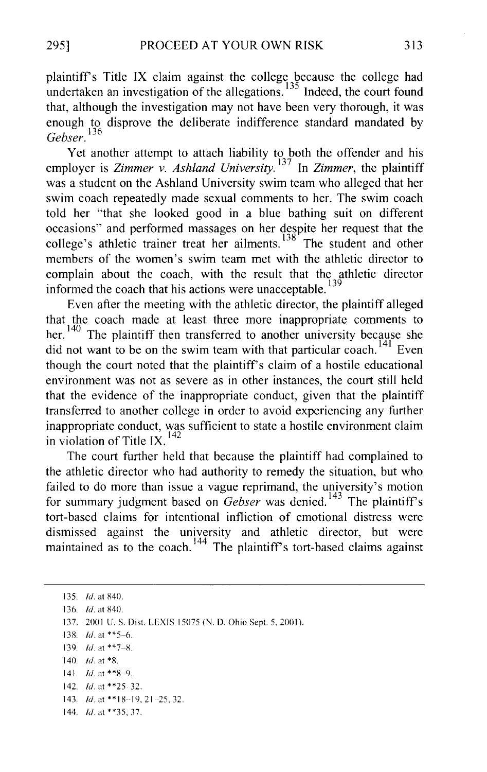plaintiff's Title IX claim against the college because the college had undertaken an investigation of the allegations.[135] Indeed, the court found that, although the investigation may not have been very thorough, it was enough to disprove the deliberate indifference standard mandated by *Gebser*.[136]

Yet another attempt to attach liability to both the offender and his employer is *Zimmer v. Ashland University*.[137] In *Zimmer*, the plaintiff was a student on the Ashland University swim team who alleged that her swim coach repeatedly made sexual comments to her. The swim coach told her "that she looked good in a blue bathing suit on different occasions" and performed massages on her despite her request that the college's athletic trainer treat her ailments.[138] The student and other members of the women's swim team met with the athletic director to complain about the coach, with the result that the athletic director informed the coach that his actions were unacceptable.[139]

Even after the meeting with the athletic director, the plaintiff alleged that the coach made at least three more inappropriate comments to her.[140] The plaintiff then transferred to another university because she did not want to be on the swim team with that particular coach.[141] Even though the court noted that the plaintiff's claim of a hostile educational environment was not as severe as in other instances, the court still held that the evidence of the inappropriate conduct, given that the plaintiff transferred to another college in order to avoid experiencing any further inappropriate conduct, was sufficient to state a hostile environment claim in violation of Title IX.[142]

The court further held that because the plaintiff had complained to the athletic director who had authority to remedy the situation, but who failed to do more than issue a vague reprimand, the university's motion for summary judgment based on *Gebser* was denied.[143] The plaintiff's tort-based claims for intentional infliction of emotional distress were dismissed against the university and athletic director, but were maintained as to the coach.[144] The plaintiff's tort-based claims against

---

135. *Id.* at 840.

136. *Id.* at 840.

137. 2001 U. S. Dist. LEXIS 15075 (N. D. Ohio Sept. 5, 2001).

138. *Id.* at **5–6.

139. *Id.* at **7–8.

140. *Id.* at *8.

141. *Id.* at **8–9.

142. *Id.* at **25–32.

143. *Id.* at **18–19, 21–25, 32.

144. *Id.* at **35, 37.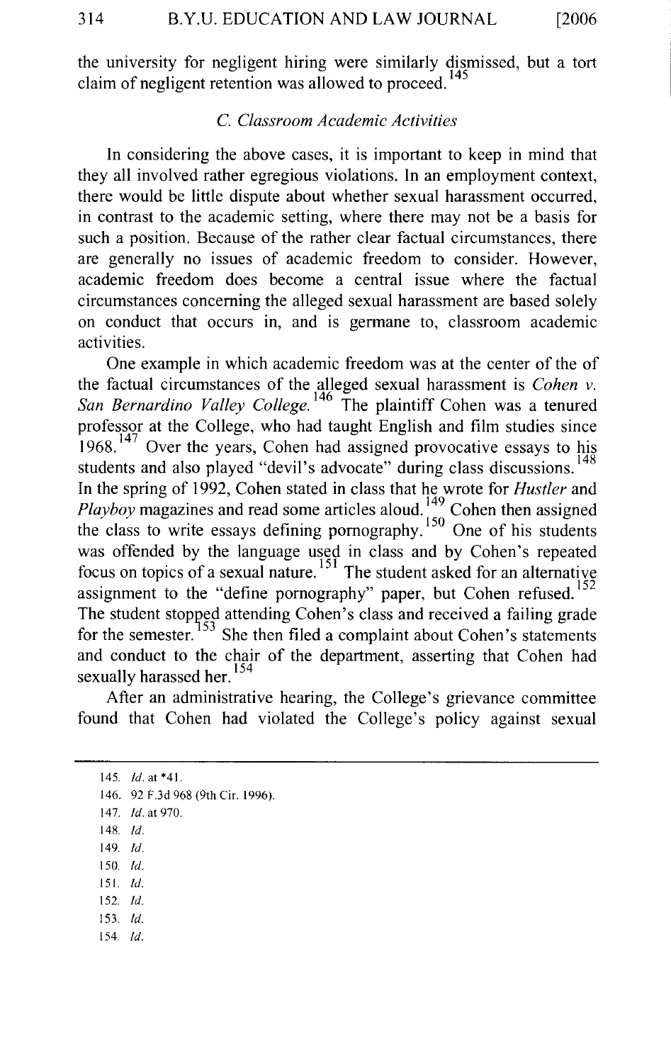the university for negligent hiring were similarly dismissed, but a tort claim of negligent retention was allowed to proceed.[145]

### *C. Classroom Academic Activities*

In considering the above cases, it is important to keep in mind that they all involved rather egregious violations. In an employment context, there would be little dispute about whether sexual harassment occurred, in contrast to the academic setting, where there may not be a basis for such a position. Because of the rather clear factual circumstances, there are generally no issues of academic freedom to consider. However, academic freedom does become a central issue where the factual circumstances concerning the alleged sexual harassment are based solely on conduct that occurs in, and is germane to, classroom academic activities.

One example in which academic freedom was at the center of the of the factual circumstances of the alleged sexual harassment is *Cohen v. San Bernardino Valley College.*[146] The plaintiff Cohen was a tenured professor at the College, who had taught English and film studies since 1968.[147] Over the years, Cohen had assigned provocative essays to his students and also played "devil's advocate" during class discussions.[148] In the spring of 1992, Cohen stated in class that he wrote for *Hustler* and *Playboy* magazines and read some articles aloud.[149] Cohen then assigned the class to write essays defining pornography.[150] One of his students was offended by the language used in class and by Cohen's repeated focus on topics of a sexual nature.[151] The student asked for an alternative assignment to the "define pornography" paper, but Cohen refused.[152] The student stopped attending Cohen's class and received a failing grade for the semester.[153] She then filed a complaint about Cohen's statements and conduct to the chair of the department, asserting that Cohen had sexually harassed her.[154]

After an administrative hearing, the College's grievance committee found that Cohen had violated the College's policy against sexual

---

145. *Id.* at *41.
146. 92 F.3d 968 (9th Cir. 1996).
147. *Id.* at 970.
148. *Id.*
149. *Id.*
150. *Id.*
151. *Id.*
152. *Id.*
153. *Id.*
154. *Id.*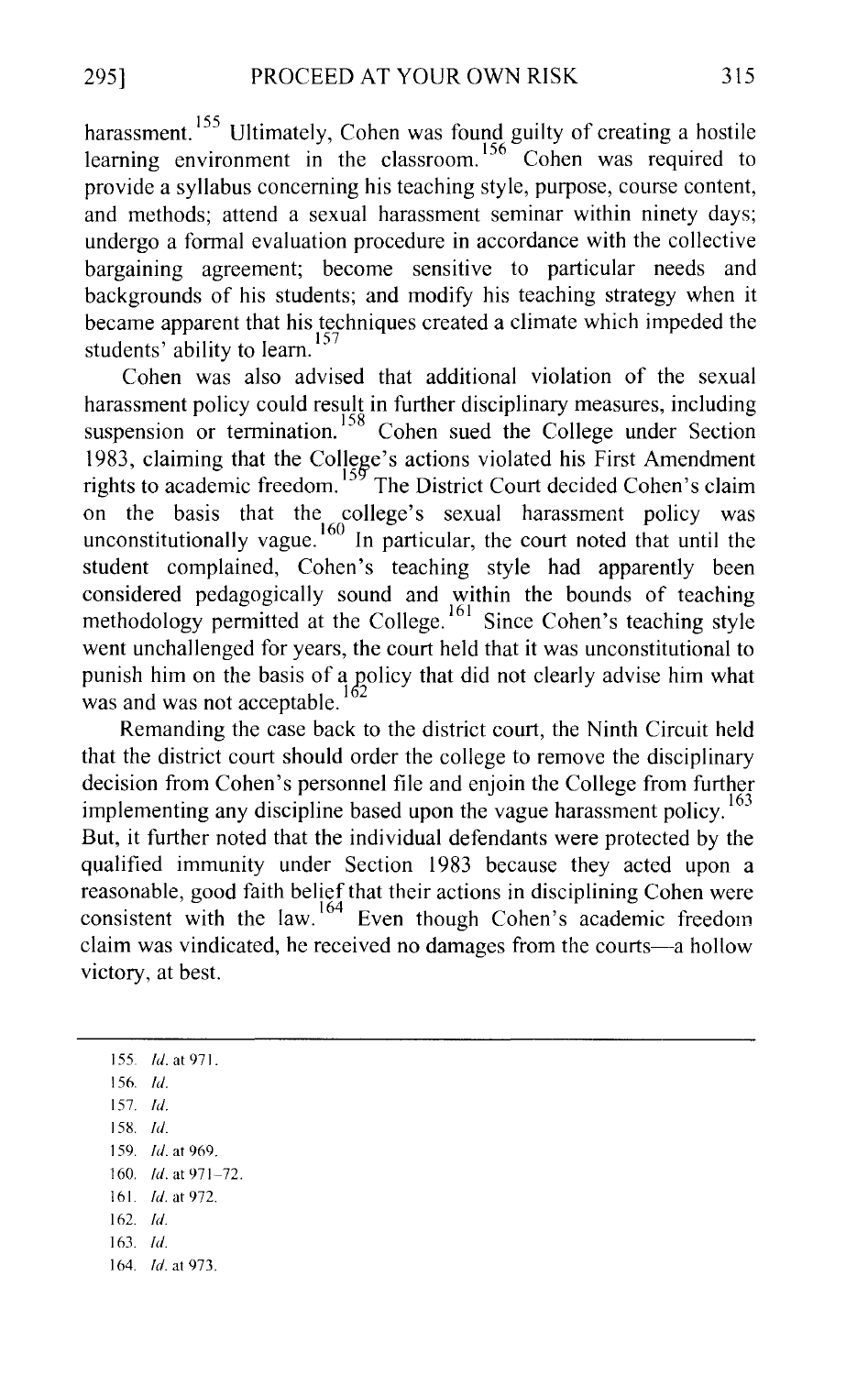harassment.[155] Ultimately, Cohen was found guilty of creating a hostile learning environment in the classroom.[156] Cohen was required to provide a syllabus concerning his teaching style, purpose, course content, and methods; attend a sexual harassment seminar within ninety days; undergo a formal evaluation procedure in accordance with the collective bargaining agreement; become sensitive to particular needs and backgrounds of his students; and modify his teaching strategy when it became apparent that his techniques created a climate which impeded the students' ability to learn.[157]

Cohen was also advised that additional violation of the sexual harassment policy could result in further disciplinary measures, including suspension or termination.[158] Cohen sued the College under Section 1983, claiming that the College's actions violated his First Amendment rights to academic freedom.[159] The District Court decided Cohen's claim on the basis that the college's sexual harassment policy was unconstitutionally vague.[160] In particular, the court noted that until the student complained, Cohen's teaching style had apparently been considered pedagogically sound and within the bounds of teaching methodology permitted at the College.[161] Since Cohen's teaching style went unchallenged for years, the court held that it was unconstitutional to punish him on the basis of a policy that did not clearly advise him what was and was not acceptable.[162]

Remanding the case back to the district court, the Ninth Circuit held that the district court should order the college to remove the disciplinary decision from Cohen's personnel file and enjoin the College from further implementing any discipline based upon the vague harassment policy.[163] But, it further noted that the individual defendants were protected by the qualified immunity under Section 1983 because they acted upon a reasonable, good faith belief that their actions in disciplining Cohen were consistent with the law.[164] Even though Cohen's academic freedom claim was vindicated, he received no damages from the courts—a hollow victory, at best.

---

155. *Id.* at 971.
156. *Id.*
157. *Id.*
158. *Id.*
159. *Id.* at 969.
160. *Id.* at 971–72.
161. *Id.* at 972.
162. *Id.*
163. *Id.*
164. *Id.* at 973.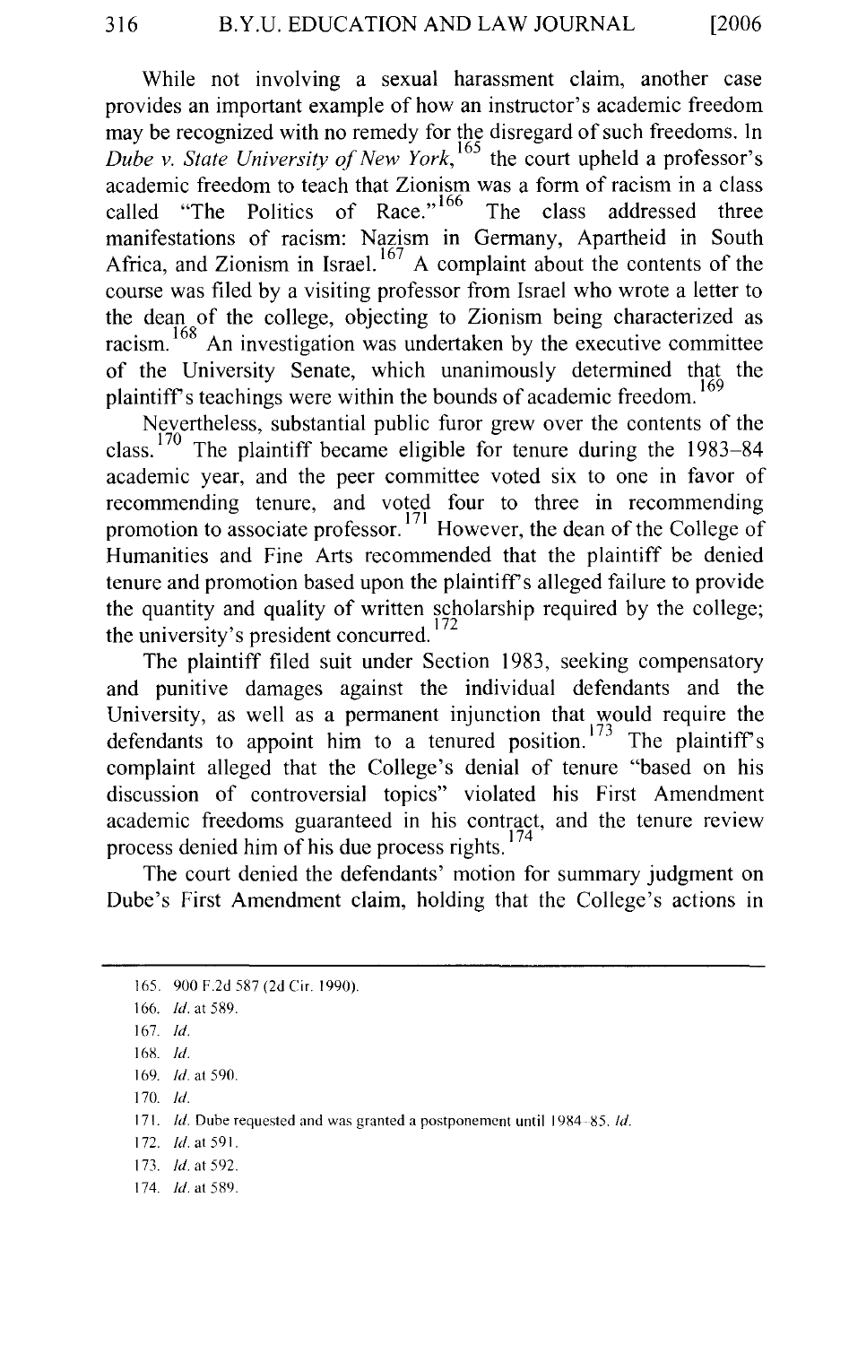While not involving a sexual harassment claim, another case provides an important example of how an instructor's academic freedom may be recognized with no remedy for the disregard of such freedoms. In *Dube v. State University of New York*,[165] the court upheld a professor's academic freedom to teach that Zionism was a form of racism in a class called "The Politics of Race."[166] The class addressed three manifestations of racism: Nazism in Germany, Apartheid in South Africa, and Zionism in Israel.[167] A complaint about the contents of the course was filed by a visiting professor from Israel who wrote a letter to the dean of the college, objecting to Zionism being characterized as racism.[168] An investigation was undertaken by the executive committee of the University Senate, which unanimously determined that the plaintiff's teachings were within the bounds of academic freedom.[169]

Nevertheless, substantial public furor grew over the contents of the class.[170] The plaintiff became eligible for tenure during the 1983–84 academic year, and the peer committee voted six to one in favor of recommending tenure, and voted four to three in recommending promotion to associate professor.[171] However, the dean of the College of Humanities and Fine Arts recommended that the plaintiff be denied tenure and promotion based upon the plaintiff's alleged failure to provide the quantity and quality of written scholarship required by the college; the university's president concurred.[172]

The plaintiff filed suit under Section 1983, seeking compensatory and punitive damages against the individual defendants and the University, as well as a permanent injunction that would require the defendants to appoint him to a tenured position.[173] The plaintiff's complaint alleged that the College's denial of tenure "based on his discussion of controversial topics" violated his First Amendment academic freedoms guaranteed in his contract, and the tenure review process denied him of his due process rights.[174]

The court denied the defendants' motion for summary judgment on Dube's First Amendment claim, holding that the College's actions in

---

165. 900 F.2d 587 (2d Cir. 1990).

166. *Id.* at 589.

167. *Id.*

168. *Id.*

169. *Id.* at 590.

170. *Id.*

171. *Id.* Dube requested and was granted a postponement until 1984–85. *Id.*

172. *Id.* at 591.

173. *Id.* at 592.

174. *Id.* at 589.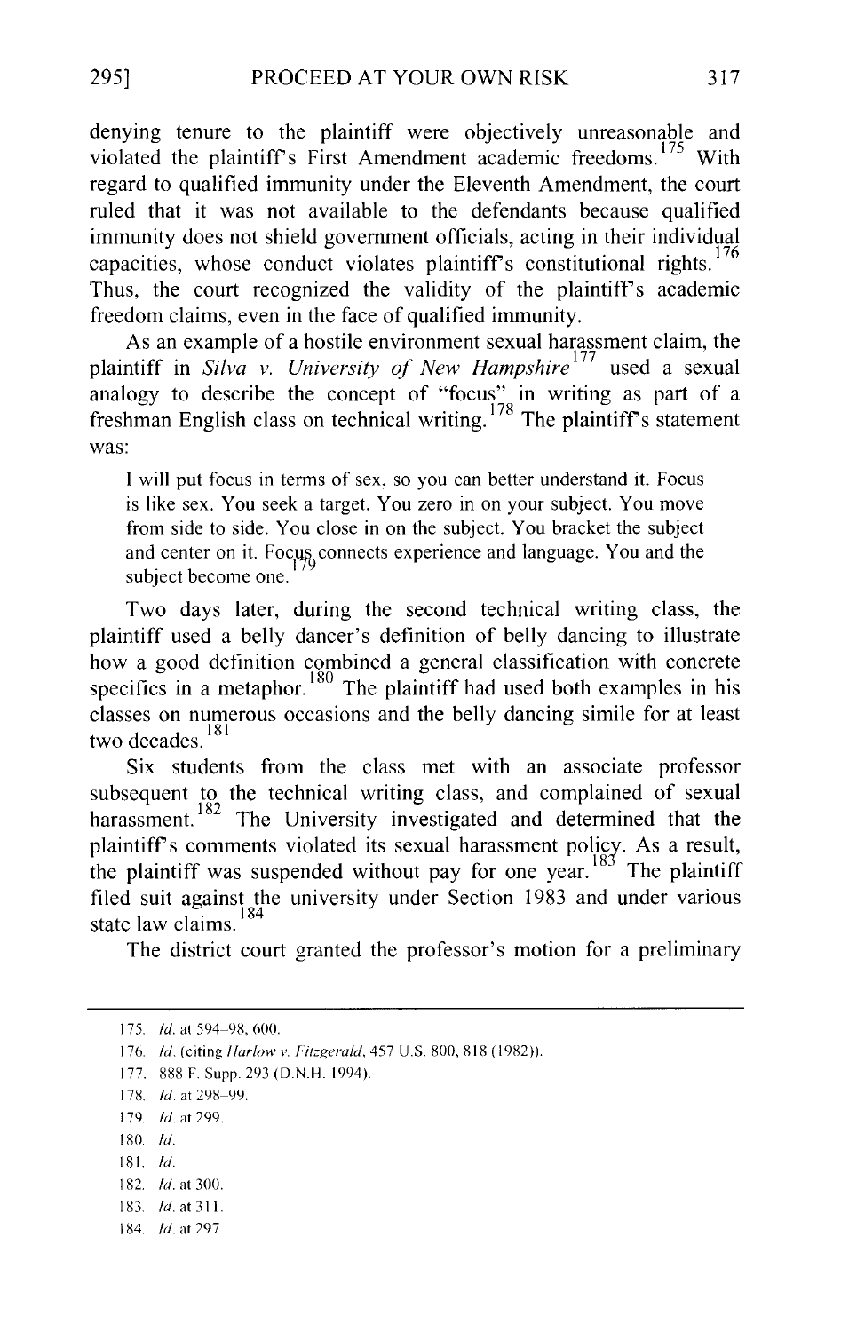denying tenure to the plaintiff were objectively unreasonable and violated the plaintiff's First Amendment academic freedoms.[175] With regard to qualified immunity under the Eleventh Amendment, the court ruled that it was not available to the defendants because qualified immunity does not shield government officials, acting in their individual capacities, whose conduct violates plaintiff's constitutional rights.[176] Thus, the court recognized the validity of the plaintiff's academic freedom claims, even in the face of qualified immunity.

As an example of a hostile environment sexual harassment claim, the plaintiff in *Silva v. University of New Hampshire*[177] used a sexual analogy to describe the concept of "focus" in writing as part of a freshman English class on technical writing.[178] The plaintiff's statement was:

> I will put focus in terms of sex, so you can better understand it. Focus is like sex. You seek a target. You zero in on your subject. You move from side to side. You close in on the subject. You bracket the subject and center on it. Focus connects experience and language. You and the subject become one.[179]

Two days later, during the second technical writing class, the plaintiff used a belly dancer's definition of belly dancing to illustrate how a good definition combined a general classification with concrete specifics in a metaphor.[180] The plaintiff had used both examples in his classes on numerous occasions and the belly dancing simile for at least two decades.[181]

Six students from the class met with an associate professor subsequent to the technical writing class, and complained of sexual harassment.[182] The University investigated and determined that the plaintiff's comments violated its sexual harassment policy. As a result, the plaintiff was suspended without pay for one year.[183] The plaintiff filed suit against the university under Section 1983 and under various state law claims.[184]

The district court granted the professor's motion for a preliminary

---

175. *Id.* at 594–98, 600.

176. *Id.* (citing *Harlow v. Fitzgerald*, 457 U.S. 800, 818 (1982)).

177. 888 F. Supp. 293 (D.N.H. 1994).

178. *Id.* at 298–99.

179. *Id.* at 299.

180. *Id.*

181. *Id.*

182. *Id.* at 300.

183. *Id.* at 311.

184. *Id.* at 297.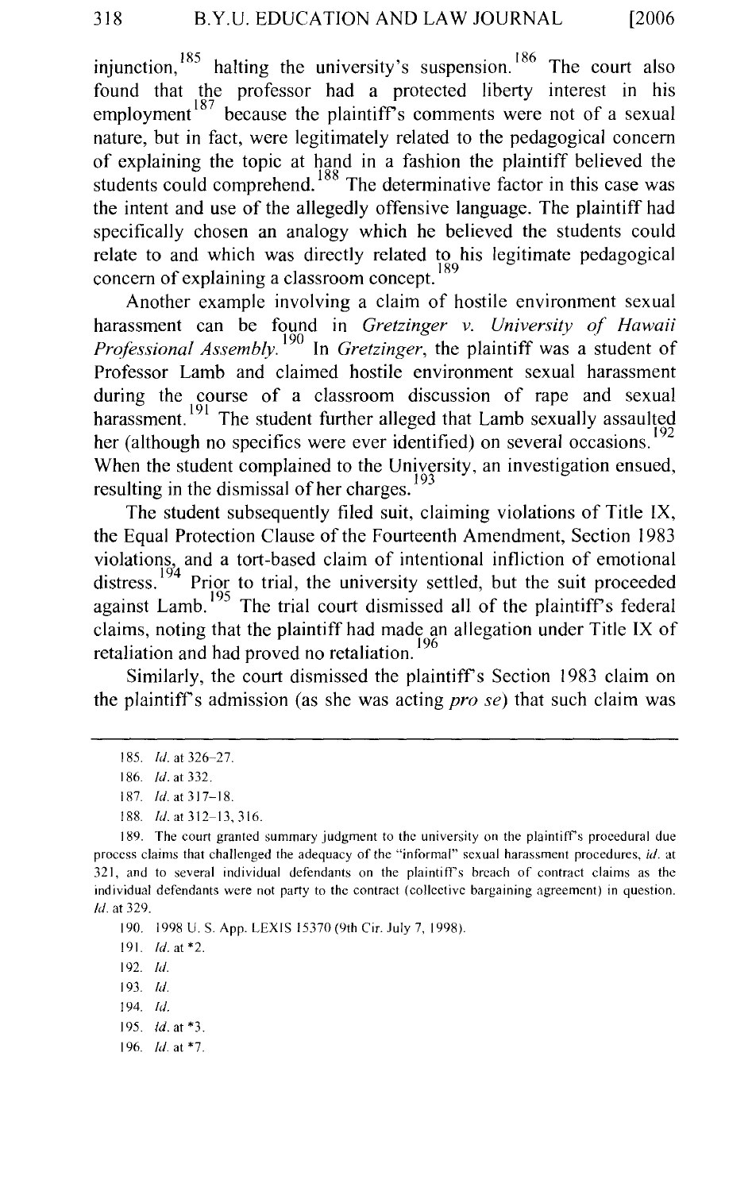injunction,[185] halting the university's suspension.[186] The court also found that the professor had a protected liberty interest in his employment[187] because the plaintiff's comments were not of a sexual nature, but in fact, were legitimately related to the pedagogical concern of explaining the topic at hand in a fashion the plaintiff believed the students could comprehend.[188] The determinative factor in this case was the intent and use of the allegedly offensive language. The plaintiff had specifically chosen an analogy which he believed the students could relate to and which was directly related to his legitimate pedagogical concern of explaining a classroom concept.[189]

Another example involving a claim of hostile environment sexual harassment can be found in *Gretzinger v. University of Hawaii Professional Assembly*.[190] In *Gretzinger*, the plaintiff was a student of Professor Lamb and claimed hostile environment sexual harassment during the course of a classroom discussion of rape and sexual harassment.[191] The student further alleged that Lamb sexually assaulted her (although no specifics were ever identified) on several occasions.[192] When the student complained to the University, an investigation ensued, resulting in the dismissal of her charges.[193]

The student subsequently filed suit, claiming violations of Title IX, the Equal Protection Clause of the Fourteenth Amendment, Section 1983 violations, and a tort-based claim of intentional infliction of emotional distress.[194] Prior to trial, the university settled, but the suit proceeded against Lamb.[195] The trial court dismissed all of the plaintiff's federal claims, noting that the plaintiff had made an allegation under Title IX of retaliation and had proved no retaliation.[196]

Similarly, the court dismissed the plaintiff's Section 1983 claim on the plaintiff's admission (as she was acting *pro se*) that such claim was

---

185. *Id.* at 326–27.

186. *Id.* at 332.

187. *Id.* at 317–18.

188. *Id.* at 312–13, 316.

189. The court granted summary judgment to the university on the plaintiff's procedural due process claims that challenged the adequacy of the "informal" sexual harassment procedures, *id.* at 321, and to several individual defendants on the plaintiff's breach of contract claims as the individual defendants were not party to the contract (collective bargaining agreement) in question. *Id.* at 329.

190. 1998 U. S. App. LEXIS 15370 (9th Cir. July 7, 1998).

191. *Id.* at *2.

192. *Id.*

193. *Id.*

194. *Id.*

195. *Id.* at *3.

196. *Id.* at *7.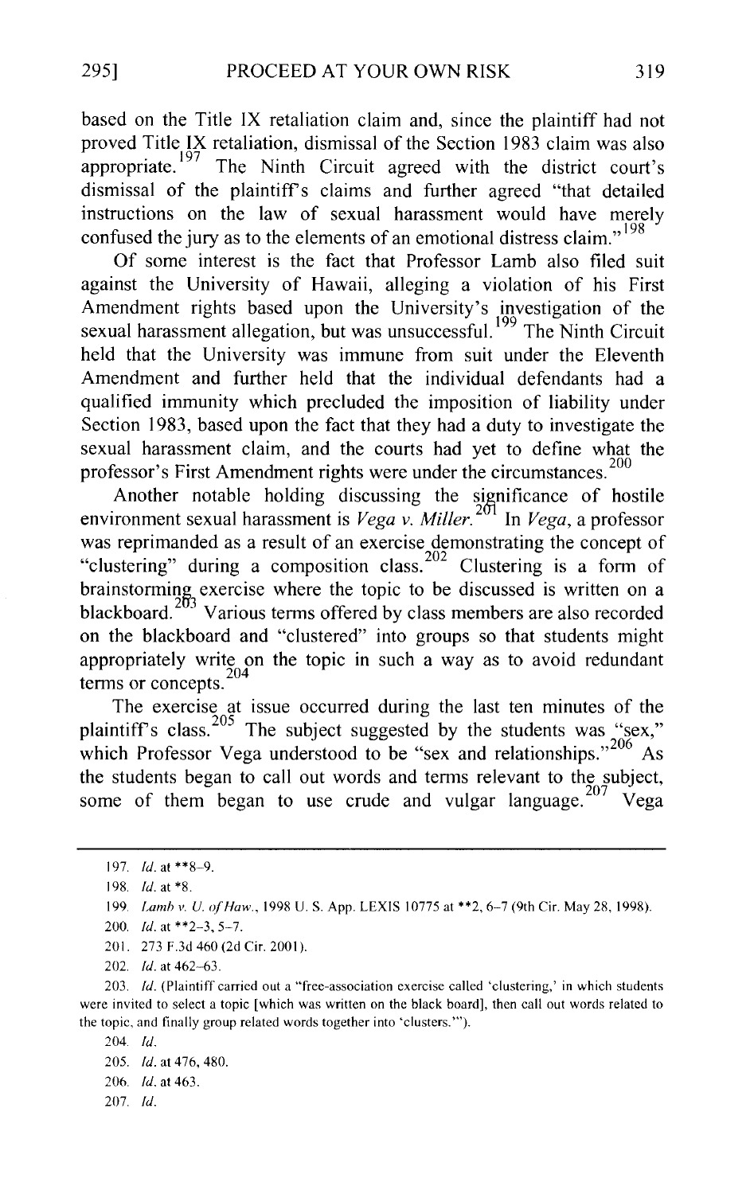based on the Title IX retaliation claim and, since the plaintiff had not proved Title IX retaliation, dismissal of the Section 1983 claim was also appropriate.[197] The Ninth Circuit agreed with the district court's dismissal of the plaintiff's claims and further agreed "that detailed instructions on the law of sexual harassment would have merely confused the jury as to the elements of an emotional distress claim."[198]

Of some interest is the fact that Professor Lamb also filed suit against the University of Hawaii, alleging a violation of his First Amendment rights based upon the University's investigation of the sexual harassment allegation, but was unsuccessful.[199] The Ninth Circuit held that the University was immune from suit under the Eleventh Amendment and further held that the individual defendants had a qualified immunity which precluded the imposition of liability under Section 1983, based upon the fact that they had a duty to investigate the sexual harassment claim, and the courts had yet to define what the professor's First Amendment rights were under the circumstances.[200]

Another notable holding discussing the significance of hostile environment sexual harassment is *Vega v. Miller*.[201] In *Vega*, a professor was reprimanded as a result of an exercise demonstrating the concept of "clustering" during a composition class.[202] Clustering is a form of brainstorming exercise where the topic to be discussed is written on a blackboard.[203] Various terms offered by class members are also recorded on the blackboard and "clustered" into groups so that students might appropriately write on the topic in such a way as to avoid redundant terms or concepts.[204]

The exercise at issue occurred during the last ten minutes of the plaintiff's class.[205] The subject suggested by the students was "sex," which Professor Vega understood to be "sex and relationships."[206] As the students began to call out words and terms relevant to the subject, some of them began to use crude and vulgar language.[207] Vega

---

197. *Id.* at **8–9.

198. *Id.* at *8.

199. *Lamb v. U. of Haw.*, 1998 U. S. App. LEXIS 10775 at **2, 6–7 (9th Cir. May 28, 1998).

200. *Id.* at **2-3, 5-7.

201. 273 F.3d 460 (2d Cir. 2001).

202. *Id.* at 462–63.

203. *Id.* (Plaintiff carried out a "free-association exercise called 'clustering,' in which students were invited to select a topic [which was written on the black board], then call out words related to the topic, and finally group related words together into 'clusters.'").

204. *Id.*

205. *Id.* at 476, 480.

206. *Id.* at 463.

207. *Id.*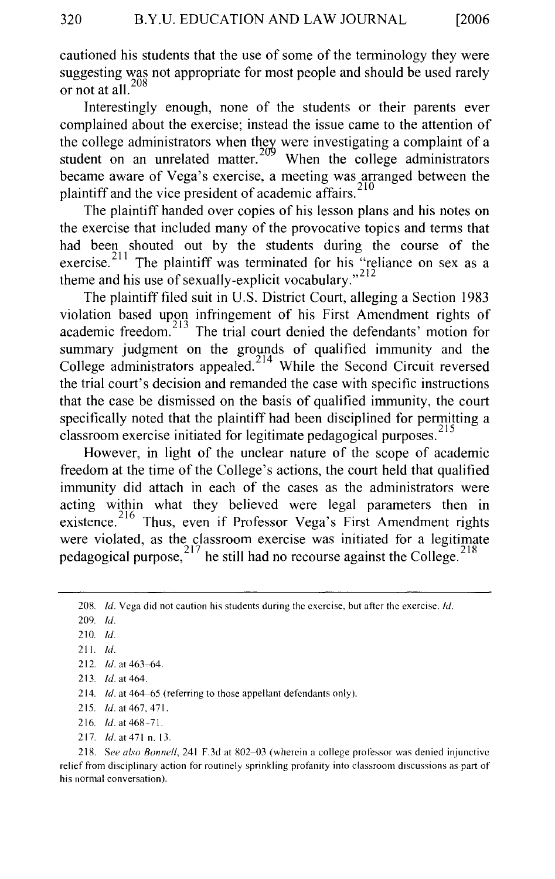cautioned his students that the use of some of the terminology they were suggesting was not appropriate for most people and should be used rarely or not at all.[208]

Interestingly enough, none of the students or their parents ever complained about the exercise; instead the issue came to the attention of the college administrators when they were investigating a complaint of a student on an unrelated matter.[209] When the college administrators became aware of Vega's exercise, a meeting was arranged between the plaintiff and the vice president of academic affairs.[210]

The plaintiff handed over copies of his lesson plans and his notes on the exercise that included many of the provocative topics and terms that had been shouted out by the students during the course of the exercise.[211] The plaintiff was terminated for his "reliance on sex as a theme and his use of sexually-explicit vocabulary."[212]

The plaintiff filed suit in U.S. District Court, alleging a Section 1983 violation based upon infringement of his First Amendment rights of academic freedom.[213] The trial court denied the defendants' motion for summary judgment on the grounds of qualified immunity and the College administrators appealed.[214] While the Second Circuit reversed the trial court's decision and remanded the case with specific instructions that the case be dismissed on the basis of qualified immunity, the court specifically noted that the plaintiff had been disciplined for permitting a classroom exercise initiated for legitimate pedagogical purposes.[215]

However, in light of the unclear nature of the scope of academic freedom at the time of the College's actions, the court held that qualified immunity did attach in each of the cases as the administrators were acting within what they believed were legal parameters then in existence.[216] Thus, even if Professor Vega's First Amendment rights were violated, as the classroom exercise was initiated for a legitimate pedagogical purpose,[217] he still had no recourse against the College.[218]

---

208. *Id.* Vega did not caution his students during the exercise, but after the exercise. *Id.*

209. *Id.*

210. *Id.*

211. *Id.*

212. *Id.* at 463–64.

213. *Id.* at 464.

214. *Id.* at 464–65 (referring to those appellant defendants only).

215. *Id.* at 467, 471.

216. *Id.* at 468–71.

217. *Id.* at 471 n. 13.

218. *See also Bonnell*, 241 F.3d at 802–03 (wherein a college professor was denied injunctive relief from disciplinary action for routinely sprinkling profanity into classroom discussions as part of his normal conversation).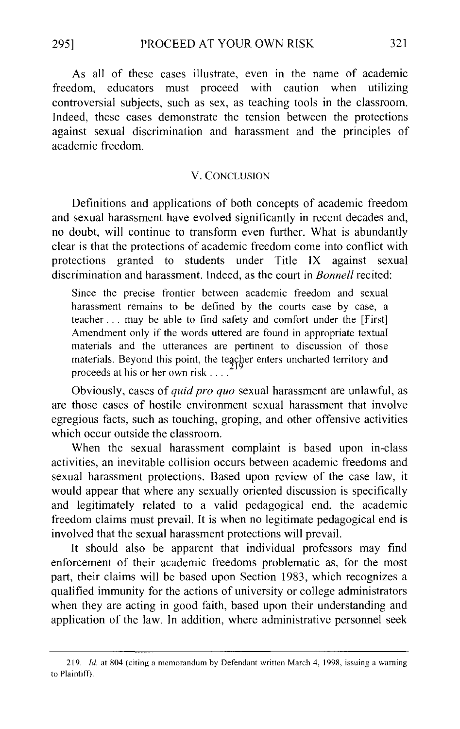As all of these cases illustrate, even in the name of academic freedom, educators must proceed with caution when utilizing controversial subjects, such as sex, as teaching tools in the classroom. Indeed, these cases demonstrate the tension between the protections against sexual discrimination and harassment and the principles of academic freedom.

## V. CONCLUSION

Definitions and applications of both concepts of academic freedom and sexual harassment have evolved significantly in recent decades and, no doubt, will continue to transform even further. What is abundantly clear is that the protections of academic freedom come into conflict with protections granted to students under Title IX against sexual discrimination and harassment. Indeed, as the court in *Bonnell* recited:

> Since the precise frontier between academic freedom and sexual harassment remains to be defined by the courts case by case, a teacher . . . may be able to find safety and comfort under the [First] Amendment only if the words uttered are found in appropriate textual materials and the utterances are pertinent to discussion of those materials. Beyond this point, the teacher enters uncharted territory and proceeds at his or her own risk . . . .[219]

Obviously, cases of *quid pro quo* sexual harassment are unlawful, as are those cases of hostile environment sexual harassment that involve egregious facts, such as touching, groping, and other offensive activities which occur outside the classroom.

When the sexual harassment complaint is based upon in-class activities, an inevitable collision occurs between academic freedoms and sexual harassment protections. Based upon review of the case law, it would appear that where any sexually oriented discussion is specifically and legitimately related to a valid pedagogical end, the academic freedom claims must prevail. It is when no legitimate pedagogical end is involved that the sexual harassment protections will prevail.

It should also be apparent that individual professors may find enforcement of their academic freedoms problematic as, for the most part, their claims will be based upon Section 1983, which recognizes a qualified immunity for the actions of university or college administrators when they are acting in good faith, based upon their understanding and application of the law. In addition, where administrative personnel seek

---

219. *Id.* at 804 (citing a memorandum by Defendant written March 4, 1998, issuing a warning to Plaintiff).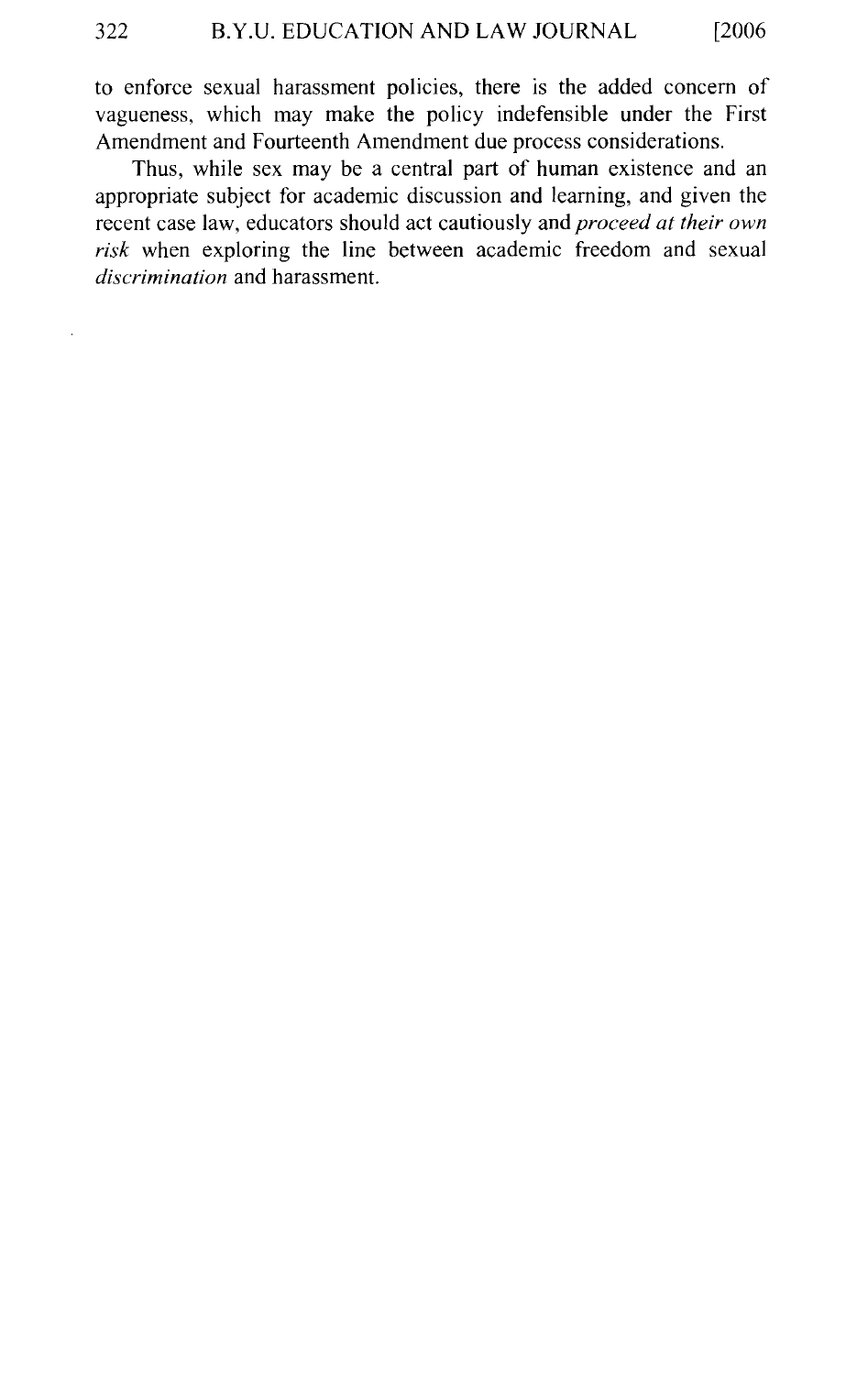to enforce sexual harassment policies, there is the added concern of vagueness, which may make the policy indefensible under the First Amendment and Fourteenth Amendment due process considerations.

Thus, while sex may be a central part of human existence and an appropriate subject for academic discussion and learning, and given the recent case law, educators should act cautiously and *proceed at their own risk* when exploring the line between academic freedom and sexual *discrimination* and harassment.